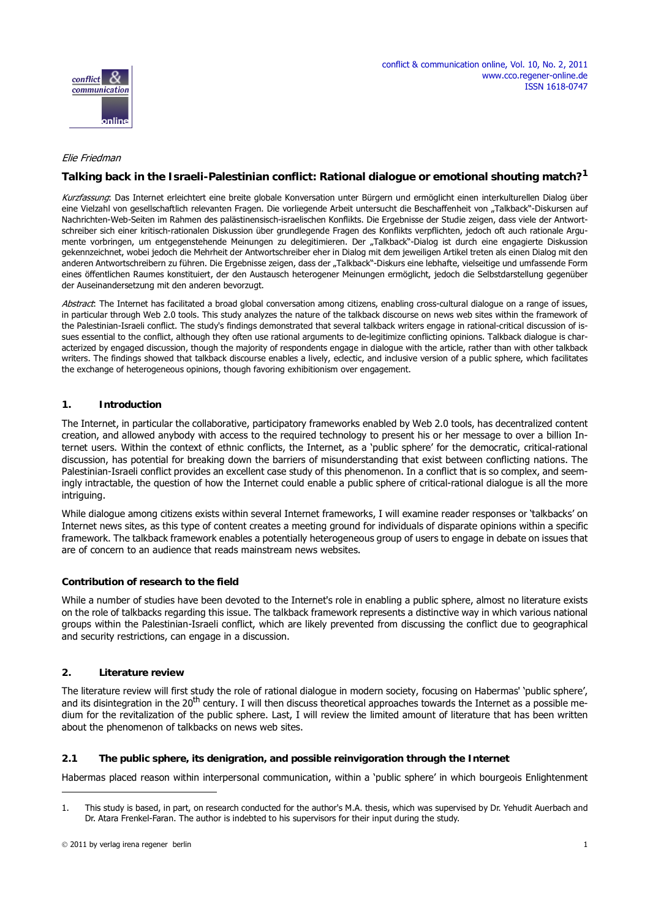*Elie Friedman*

# Talking back in the Israeli-Palestinian conflict: Rational dialogue or emotional shouting match?[1]

*Kurzfassung*: Das Internet erleichtert eine breite globale Konversation unter Bürgern und ermöglicht einen interkulturellen Dialog über eine Vielzahl von gesellschaftlich relevanten Fragen. Die vorliegende Arbeit untersucht die Beschaffenheit von „Talkback"-Diskursen auf Nachrichten-Web-Seiten im Rahmen des palästinensisch-israelischen Konflikts. Die Ergebnisse der Studie zeigen, dass viele der Antwortschreiber sich einer kritisch-rationalen Diskussion über grundlegende Fragen des Konflikts verpflichten, jedoch oft auch rationale Argumente vorbringen, um entgegenstehende Meinungen zu delegitimieren. Der „Talkback"-Dialog ist durch eine engagierte Diskussion gekennzeichnet, wobei jedoch die Mehrheit der Antwortschreiber eher in Dialog mit dem jeweiligen Artikel treten als einen Dialog mit den anderen Antwortschreibern zu führen. Die Ergebnisse zeigen, dass der „Talkback"-Diskurs eine lebhafte, vielseitige und umfassende Form eines öffentlichen Raumes konstituiert, der den Austausch heterogener Meinungen ermöglicht, jedoch die Selbstdarstellung gegenüber der Auseinandersetzung mit den anderen bevorzugt.

*Abstract*: The Internet has facilitated a broad global conversation among citizens, enabling cross-cultural dialogue on a range of issues, in particular through Web 2.0 tools. This study analyzes the nature of the talkback discourse on news web sites within the framework of the Palestinian-Israeli conflict. The study's findings demonstrated that several talkback writers engage in rational-critical discussion of issues essential to the conflict, although they often use rational arguments to de-legitimize conflicting opinions. Talkback dialogue is characterized by engaged discussion, though the majority of respondents engage in dialogue with the article, rather than with other talkback writers. The findings showed that talkback discourse enables a lively, eclectic, and inclusive version of a public sphere, which facilitates the exchange of heterogeneous opinions, though favoring exhibitionism over engagement.

## 1. Introduction

The Internet, in particular the collaborative, participatory frameworks enabled by Web 2.0 tools, has decentralized content creation, and allowed anybody with access to the required technology to present his or her message to over a billion Internet users. Within the context of ethnic conflicts, the Internet, as a 'public sphere' for the democratic, critical-rational discussion, has potential for breaking down the barriers of misunderstanding that exist between conflicting nations. The Palestinian-Israeli conflict provides an excellent case study of this phenomenon. In a conflict that is so complex, and seemingly intractable, the question of how the Internet could enable a public sphere of critical-rational dialogue is all the more intriguing.

While dialogue among citizens exists within several Internet frameworks, I will examine reader responses or 'talkbacks' on Internet news sites, as this type of content creates a meeting ground for individuals of disparate opinions within a specific framework. The talkback framework enables a potentially heterogeneous group of users to engage in debate on issues that are of concern to an audience that reads mainstream news websites.

### Contribution of research to the field

While a number of studies have been devoted to the Internet's role in enabling a public sphere, almost no literature exists on the role of talkbacks regarding this issue. The talkback framework represents a distinctive way in which various national groups within the Palestinian-Israeli conflict, which are likely prevented from discussing the conflict due to geographical and security restrictions, can engage in a discussion.

## 2. Literature review

The literature review will first study the role of rational dialogue in modern society, focusing on Habermas' 'public sphere', and its disintegration in the 20th century. I will then discuss theoretical approaches towards the Internet as a possible medium for the revitalization of the public sphere. Last, I will review the limited amount of literature that has been written about the phenomenon of talkbacks on news web sites.

### 2.1 The public sphere, its denigration, and possible reinvigoration through the Internet

Habermas placed reason within interpersonal communication, within a 'public sphere' in which bourgeois Enlightenment

---

1. This study is based, in part, on research conducted for the author's M.A. thesis, which was supervised by Dr. Yehudit Auerbach and Dr. Atara Frenkel-Faran. The author is indebted to his supervisors for their input during the study.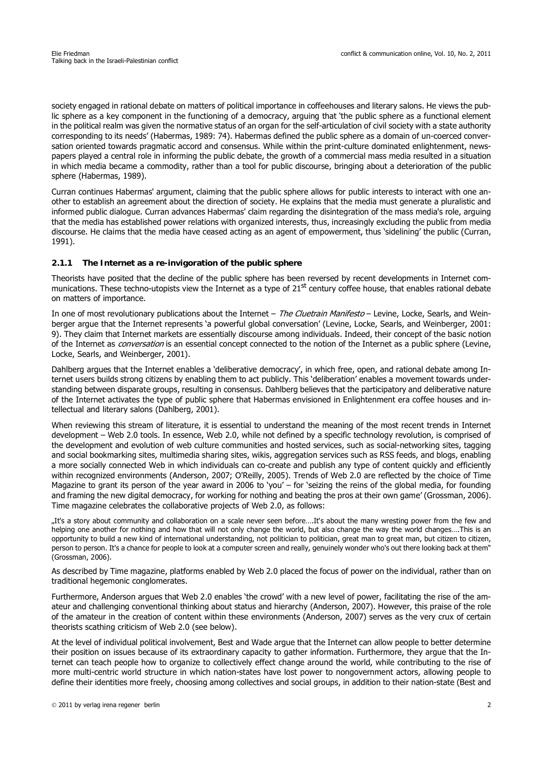society engaged in rational debate on matters of political importance in coffeehouses and literary salons. He views the public sphere as a key component in the functioning of a democracy, arguing that 'the public sphere as a functional element in the political realm was given the normative status of an organ for the self-articulation of civil society with a state authority corresponding to its needs' (Habermas, 1989: 74). Habermas defined the public sphere as a domain of un-coerced conversation oriented towards pragmatic accord and consensus. While within the print-culture dominated enlightenment, newspapers played a central role in informing the public debate, the growth of a commercial mass media resulted in a situation in which media became a commodity, rather than a tool for public discourse, bringing about a deterioration of the public sphere (Habermas, 1989).

Curran continues Habermas' argument, claiming that the public sphere allows for public interests to interact with one another to establish an agreement about the direction of society. He explains that the media must generate a pluralistic and informed public dialogue. Curran advances Habermas' claim regarding the disintegration of the mass media's role, arguing that the media has established power relations with organized interests, thus, increasingly excluding the public from media discourse. He claims that the media have ceased acting as an agent of empowerment, thus 'sidelining' the public (Curran, 1991).

### 2.1.1 The Internet as a re-invigoration of the public sphere

Theorists have posited that the decline of the public sphere has been reversed by recent developments in Internet communications. These techno-utopists view the Internet as a type of 21st century coffee house, that enables rational debate on matters of importance.

In one of most revolutionary publications about the Internet – *The Cluetrain Manifesto* – Levine, Locke, Searls, and Weinberger argue that the Internet represents 'a powerful global conversation' (Levine, Locke, Searls, and Weinberger, 2001: 9). They claim that Internet markets are essentially discourse among individuals. Indeed, their concept of the basic notion of the Internet as *conversation* is an essential concept connected to the notion of the Internet as a public sphere (Levine, Locke, Searls, and Weinberger, 2001).

Dahlberg argues that the Internet enables a 'deliberative democracy', in which free, open, and rational debate among Internet users builds strong citizens by enabling them to act publicly. This 'deliberation' enables a movement towards understanding between disparate groups, resulting in consensus. Dahlberg believes that the participatory and deliberative nature of the Internet activates the type of public sphere that Habermas envisioned in Enlightenment era coffee houses and intellectual and literary salons (Dahlberg, 2001).

When reviewing this stream of literature, it is essential to understand the meaning of the most recent trends in Internet development – Web 2.0 tools. In essence, Web 2.0, while not defined by a specific technology revolution, is comprised of the development and evolution of web culture communities and hosted services, such as social-networking sites, tagging and social bookmarking sites, multimedia sharing sites, wikis, aggregation services such as RSS feeds, and blogs, enabling a more socially connected Web in which individuals can co-create and publish any type of content quickly and efficiently within recognized environments (Anderson, 2007; O'Reilly, 2005). Trends of Web 2.0 are reflected by the choice of Time Magazine to grant its person of the year award in 2006 to 'you' – for 'seizing the reins of the global media, for founding and framing the new digital democracy, for working for nothing and beating the pros at their own game' (Grossman, 2006). Time magazine celebrates the collaborative projects of Web 2.0, as follows:

> „It's a story about community and collaboration on a scale never seen before….It's about the many wresting power from the few and helping one another for nothing and how that will not only change the world, but also change the way the world changes….This is an opportunity to build a new kind of international understanding, not politician to politician, great man to great man, but citizen to citizen, person to person. It's a chance for people to look at a computer screen and really, genuinely wonder who's out there looking back at them" (Grossman, 2006).

As described by Time magazine, platforms enabled by Web 2.0 placed the focus of power on the individual, rather than on traditional hegemonic conglomerates.

Furthermore, Anderson argues that Web 2.0 enables 'the crowd' with a new level of power, facilitating the rise of the amateur and challenging conventional thinking about status and hierarchy (Anderson, 2007). However, this praise of the role of the amateur in the creation of content within these environments (Anderson, 2007) serves as the very crux of certain theorists scathing criticism of Web 2.0 (see below).

At the level of individual political involvement, Best and Wade argue that the Internet can allow people to better determine their position on issues because of its extraordinary capacity to gather information. Furthermore, they argue that the Internet can teach people how to organize to collectively effect change around the world, while contributing to the rise of more multi-centric world structure in which nation-states have lost power to nongovernment actors, allowing people to define their identities more freely, choosing among collectives and social groups, in addition to their nation-state (Best and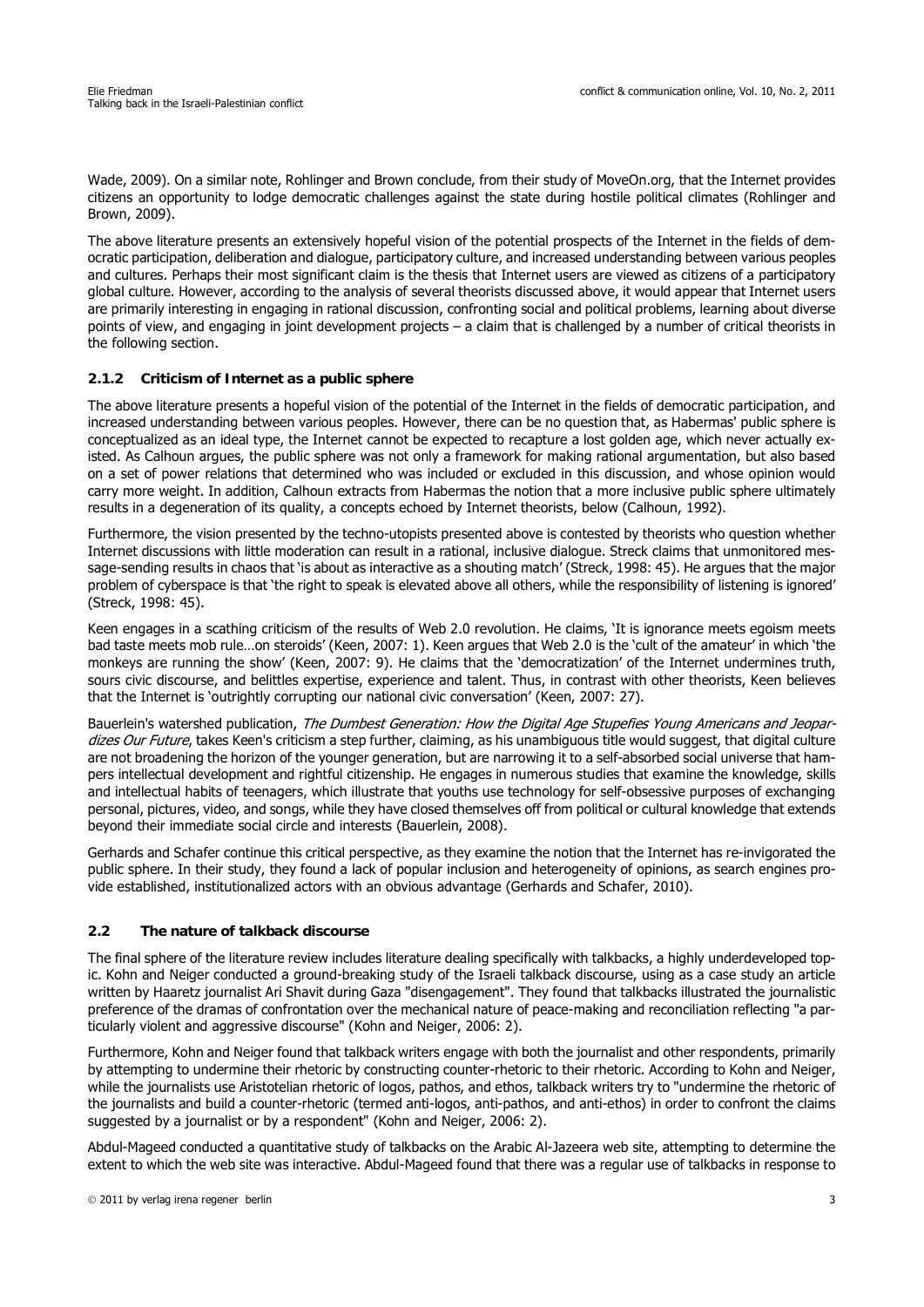Wade, 2009). On a similar note, Rohlinger and Brown conclude, from their study of MoveOn.org, that the Internet provides citizens an opportunity to lodge democratic challenges against the state during hostile political climates (Rohlinger and Brown, 2009).

The above literature presents an extensively hopeful vision of the potential prospects of the Internet in the fields of democratic participation, deliberation and dialogue, participatory culture, and increased understanding between various peoples and cultures. Perhaps their most significant claim is the thesis that Internet users are viewed as citizens of a participatory global culture. However, according to the analysis of several theorists discussed above, it would appear that Internet users are primarily interesting in engaging in rational discussion, confronting social and political problems, learning about diverse points of view, and engaging in joint development projects – a claim that is challenged by a number of critical theorists in the following section.

### 2.1.2 Criticism of Internet as a public sphere

The above literature presents a hopeful vision of the potential of the Internet in the fields of democratic participation, and increased understanding between various peoples. However, there can be no question that, as Habermas' public sphere is conceptualized as an ideal type, the Internet cannot be expected to recapture a lost golden age, which never actually existed. As Calhoun argues, the public sphere was not only a framework for making rational argumentation, but also based on a set of power relations that determined who was included or excluded in this discussion, and whose opinion would carry more weight. In addition, Calhoun extracts from Habermas the notion that a more inclusive public sphere ultimately results in a degeneration of its quality, a concepts echoed by Internet theorists, below (Calhoun, 1992).

Furthermore, the vision presented by the techno-utopists presented above is contested by theorists who question whether Internet discussions with little moderation can result in a rational, inclusive dialogue. Streck claims that unmonitored message-sending results in chaos that 'is about as interactive as a shouting match' (Streck, 1998: 45). He argues that the major problem of cyberspace is that 'the right to speak is elevated above all others, while the responsibility of listening is ignored' (Streck, 1998: 45).

Keen engages in a scathing criticism of the results of Web 2.0 revolution. He claims, 'It is ignorance meets egoism meets bad taste meets mob rule…on steroids' (Keen, 2007: 1). Keen argues that Web 2.0 is the 'cult of the amateur' in which 'the monkeys are running the show' (Keen, 2007: 9). He claims that the 'democratization' of the Internet undermines truth, sours civic discourse, and belittles expertise, experience and talent. Thus, in contrast with other theorists, Keen believes that the Internet is 'outrightly corrupting our national civic conversation' (Keen, 2007: 27).

Bauerlein's watershed publication, *The Dumbest Generation: How the Digital Age Stupefies Young Americans and Jeopardizes Our Future*, takes Keen's criticism a step further, claiming, as his unambiguous title would suggest, that digital culture are not broadening the horizon of the younger generation, but are narrowing it to a self-absorbed social universe that hampers intellectual development and rightful citizenship. He engages in numerous studies that examine the knowledge, skills and intellectual habits of teenagers, which illustrate that youths use technology for self-obsessive purposes of exchanging personal, pictures, video, and songs, while they have closed themselves off from political or cultural knowledge that extends beyond their immediate social circle and interests (Bauerlein, 2008).

Gerhards and Schafer continue this critical perspective, as they examine the notion that the Internet has re-invigorated the public sphere. In their study, they found a lack of popular inclusion and heterogeneity of opinions, as search engines provide established, institutionalized actors with an obvious advantage (Gerhards and Schafer, 2010).

## 2.2 The nature of talkback discourse

The final sphere of the literature review includes literature dealing specifically with talkbacks, a highly underdeveloped topic. Kohn and Neiger conducted a ground-breaking study of the Israeli talkback discourse, using as a case study an article written by Haaretz journalist Ari Shavit during Gaza "disengagement". They found that talkbacks illustrated the journalistic preference of the dramas of confrontation over the mechanical nature of peace-making and reconciliation reflecting "a particularly violent and aggressive discourse" (Kohn and Neiger, 2006: 2).

Furthermore, Kohn and Neiger found that talkback writers engage with both the journalist and other respondents, primarily by attempting to undermine their rhetoric by constructing counter-rhetoric to their rhetoric. According to Kohn and Neiger, while the journalists use Aristotelian rhetoric of logos, pathos, and ethos, talkback writers try to "undermine the rhetoric of the journalists and build a counter-rhetoric (termed anti-logos, anti-pathos, and anti-ethos) in order to confront the claims suggested by a journalist or by a respondent" (Kohn and Neiger, 2006: 2).

Abdul-Mageed conducted a quantitative study of talkbacks on the Arabic Al-Jazeera web site, attempting to determine the extent to which the web site was interactive. Abdul-Mageed found that there was a regular use of talkbacks in response to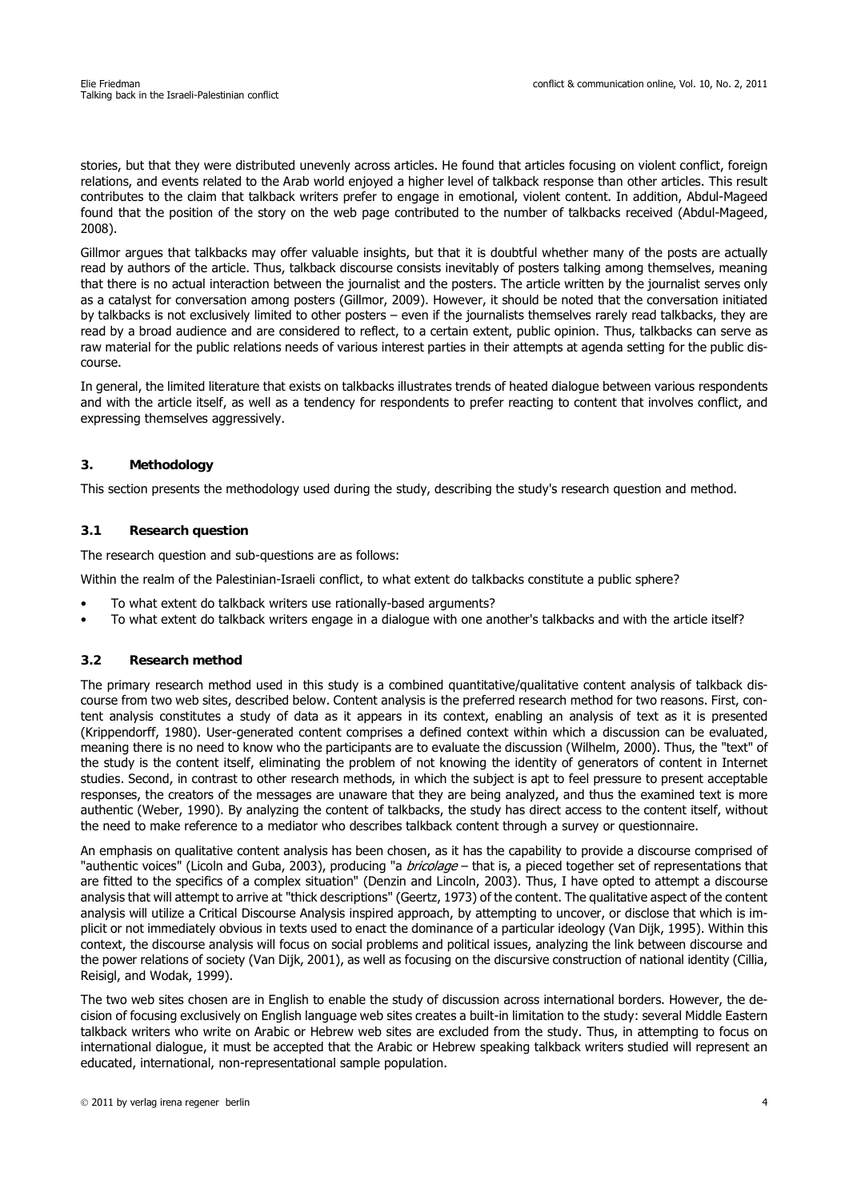stories, but that they were distributed unevenly across articles. He found that articles focusing on violent conflict, foreign relations, and events related to the Arab world enjoyed a higher level of talkback response than other articles. This result contributes to the claim that talkback writers prefer to engage in emotional, violent content. In addition, Abdul-Mageed found that the position of the story on the web page contributed to the number of talkbacks received (Abdul-Mageed, 2008).

Gillmor argues that talkbacks may offer valuable insights, but that it is doubtful whether many of the posts are actually read by authors of the article. Thus, talkback discourse consists inevitably of posters talking among themselves, meaning that there is no actual interaction between the journalist and the posters. The article written by the journalist serves only as a catalyst for conversation among posters (Gillmor, 2009). However, it should be noted that the conversation initiated by talkbacks is not exclusively limited to other posters – even if the journalists themselves rarely read talkbacks, they are read by a broad audience and are considered to reflect, to a certain extent, public opinion. Thus, talkbacks can serve as raw material for the public relations needs of various interest parties in their attempts at agenda setting for the public discourse.

In general, the limited literature that exists on talkbacks illustrates trends of heated dialogue between various respondents and with the article itself, as well as a tendency for respondents to prefer reacting to content that involves conflict, and expressing themselves aggressively.

## 3. Methodology

This section presents the methodology used during the study, describing the study's research question and method.

### 3.1 Research question

The research question and sub-questions are as follows:

Within the realm of the Palestinian-Israeli conflict, to what extent do talkbacks constitute a public sphere?

- To what extent do talkback writers use rationally-based arguments?
- To what extent do talkback writers engage in a dialogue with one another's talkbacks and with the article itself?

### 3.2 Research method

The primary research method used in this study is a combined quantitative/qualitative content analysis of talkback discourse from two web sites, described below. Content analysis is the preferred research method for two reasons. First, content analysis constitutes a study of data as it appears in its context, enabling an analysis of text as it is presented (Krippendorff, 1980). User-generated content comprises a defined context within which a discussion can be evaluated, meaning there is no need to know who the participants are to evaluate the discussion (Wilhelm, 2000). Thus, the "text" of the study is the content itself, eliminating the problem of not knowing the identity of generators of content in Internet studies. Second, in contrast to other research methods, in which the subject is apt to feel pressure to present acceptable responses, the creators of the messages are unaware that they are being analyzed, and thus the examined text is more authentic (Weber, 1990). By analyzing the content of talkbacks, the study has direct access to the content itself, without the need to make reference to a mediator who describes talkback content through a survey or questionnaire.

An emphasis on qualitative content analysis has been chosen, as it has the capability to provide a discourse comprised of "authentic voices" (Licoln and Guba, 2003), producing "a *bricolage* – that is, a pieced together set of representations that are fitted to the specifics of a complex situation" (Denzin and Lincoln, 2003). Thus, I have opted to attempt a discourse analysis that will attempt to arrive at "thick descriptions" (Geertz, 1973) of the content. The qualitative aspect of the content analysis will utilize a Critical Discourse Analysis inspired approach, by attempting to uncover, or disclose that which is implicit or not immediately obvious in texts used to enact the dominance of a particular ideology (Van Dijk, 1995). Within this context, the discourse analysis will focus on social problems and political issues, analyzing the link between discourse and the power relations of society (Van Dijk, 2001), as well as focusing on the discursive construction of national identity (Cillia, Reisigl, and Wodak, 1999).

The two web sites chosen are in English to enable the study of discussion across international borders. However, the decision of focusing exclusively on English language web sites creates a built-in limitation to the study: several Middle Eastern talkback writers who write on Arabic or Hebrew web sites are excluded from the study. Thus, in attempting to focus on international dialogue, it must be accepted that the Arabic or Hebrew speaking talkback writers studied will represent an educated, international, non-representational sample population.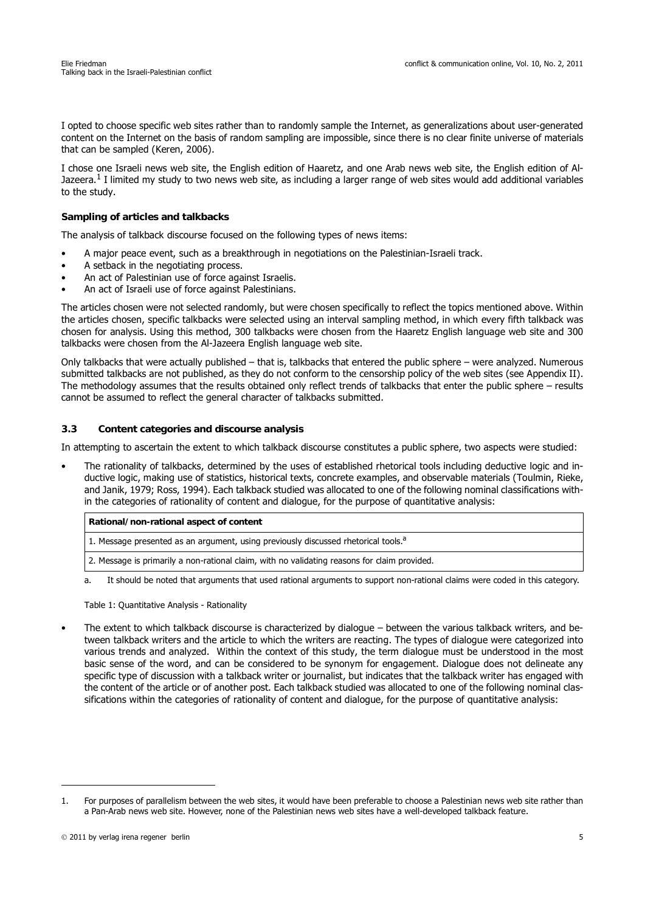I opted to choose specific web sites rather than to randomly sample the Internet, as generalizations about user-generated content on the Internet on the basis of random sampling are impossible, since there is no clear finite universe of materials that can be sampled (Keren, 2006).

I chose one Israeli news web site, the English edition of Haaretz, and one Arab news web site, the English edition of Al-Jazeera.[1] I limited my study to two news web site, as including a larger range of web sites would add additional variables to the study.

#### Sampling of articles and talkbacks

The analysis of talkback discourse focused on the following types of news items:

- A major peace event, such as a breakthrough in negotiations on the Palestinian-Israeli track.
- A setback in the negotiating process.
- An act of Palestinian use of force against Israelis.
- An act of Israeli use of force against Palestinians.

The articles chosen were not selected randomly, but were chosen specifically to reflect the topics mentioned above. Within the articles chosen, specific talkbacks were selected using an interval sampling method, in which every fifth talkback was chosen for analysis. Using this method, 300 talkbacks were chosen from the Haaretz English language web site and 300 talkbacks were chosen from the Al-Jazeera English language web site.

Only talkbacks that were actually published – that is, talkbacks that entered the public sphere – were analyzed. Numerous submitted talkbacks are not published, as they do not conform to the censorship policy of the web sites (see Appendix II). The methodology assumes that the results obtained only reflect trends of talkbacks that enter the public sphere – results cannot be assumed to reflect the general character of talkbacks submitted.

### 3.3 Content categories and discourse analysis

In attempting to ascertain the extent to which talkback discourse constitutes a public sphere, two aspects were studied:

- The rationality of talkbacks, determined by the uses of established rhetorical tools including deductive logic and inductive logic, making use of statistics, historical texts, concrete examples, and observable materials (Toulmin, Rieke, and Janik, 1979; Ross, 1994). Each talkback studied was allocated to one of the following nominal classifications within the categories of rationality of content and dialogue, for the purpose of quantitative analysis:

| Rational/non-rational aspect of content |
|---|
| 1. Message presented as an argument, using previously discussed rhetorical tools.[a] |
| 2. Message is primarily a non-rational claim, with no validating reasons for claim provided. |

a. It should be noted that arguments that used rational arguments to support non-rational claims were coded in this category.

Table 1: Quantitative Analysis - Rationality

- The extent to which talkback discourse is characterized by dialogue – between the various talkback writers, and between talkback writers and the article to which the writers are reacting. The types of dialogue were categorized into various trends and analyzed. Within the context of this study, the term dialogue must be understood in the most basic sense of the word, and can be considered to be synonym for engagement. Dialogue does not delineate any specific type of discussion with a talkback writer or journalist, but indicates that the talkback writer has engaged with the content of the article or of another post. Each talkback studied was allocated to one of the following nominal classifications within the categories of rationality of content and dialogue, for the purpose of quantitative analysis:

---

1. For purposes of parallelism between the web sites, it would have been preferable to choose a Palestinian news web site rather than a Pan-Arab news web site. However, none of the Palestinian news web sites have a well-developed talkback feature.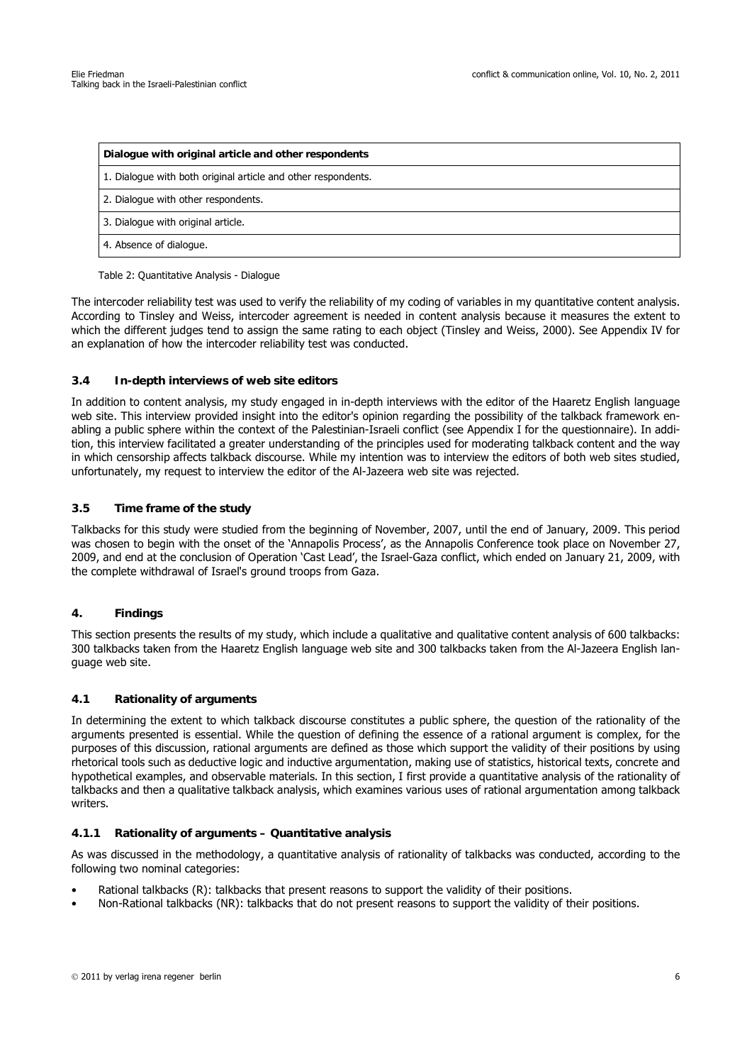| Dialogue with original article and other respondents |
|---|
| 1. Dialogue with both original article and other respondents. |
| 2. Dialogue with other respondents. |
| 3. Dialogue with original article. |
| 4. Absence of dialogue. |

Table 2: Quantitative Analysis - Dialogue

The intercoder reliability test was used to verify the reliability of my coding of variables in my quantitative content analysis. According to Tinsley and Weiss, intercoder agreement is needed in content analysis because it measures the extent to which the different judges tend to assign the same rating to each object (Tinsley and Weiss, 2000). See Appendix IV for an explanation of how the intercoder reliability test was conducted.

### 3.4 In-depth interviews of web site editors

In addition to content analysis, my study engaged in in-depth interviews with the editor of the Haaretz English language web site. This interview provided insight into the editor's opinion regarding the possibility of the talkback framework enabling a public sphere within the context of the Palestinian-Israeli conflict (see Appendix I for the questionnaire). In addition, this interview facilitated a greater understanding of the principles used for moderating talkback content and the way in which censorship affects talkback discourse. While my intention was to interview the editors of both web sites studied, unfortunately, my request to interview the editor of the Al-Jazeera web site was rejected.

### 3.5 Time frame of the study

Talkbacks for this study were studied from the beginning of November, 2007, until the end of January, 2009. This period was chosen to begin with the onset of the 'Annapolis Process', as the Annapolis Conference took place on November 27, 2009, and end at the conclusion of Operation 'Cast Lead', the Israel-Gaza conflict, which ended on January 21, 2009, with the complete withdrawal of Israel's ground troops from Gaza.

## 4. Findings

This section presents the results of my study, which include a qualitative and qualitative content analysis of 600 talkbacks: 300 talkbacks taken from the Haaretz English language web site and 300 talkbacks taken from the Al-Jazeera English language web site.

### 4.1 Rationality of arguments

In determining the extent to which talkback discourse constitutes a public sphere, the question of the rationality of the arguments presented is essential. While the question of defining the essence of a rational argument is complex, for the purposes of this discussion, rational arguments are defined as those which support the validity of their positions by using rhetorical tools such as deductive logic and inductive argumentation, making use of statistics, historical texts, concrete and hypothetical examples, and observable materials. In this section, I first provide a quantitative analysis of the rationality of talkbacks and then a qualitative talkback analysis, which examines various uses of rational argumentation among talkback writers.

#### 4.1.1 Rationality of arguments – Quantitative analysis

As was discussed in the methodology, a quantitative analysis of rationality of talkbacks was conducted, according to the following two nominal categories:

- Rational talkbacks (R): talkbacks that present reasons to support the validity of their positions.
- Non-Rational talkbacks (NR): talkbacks that do not present reasons to support the validity of their positions.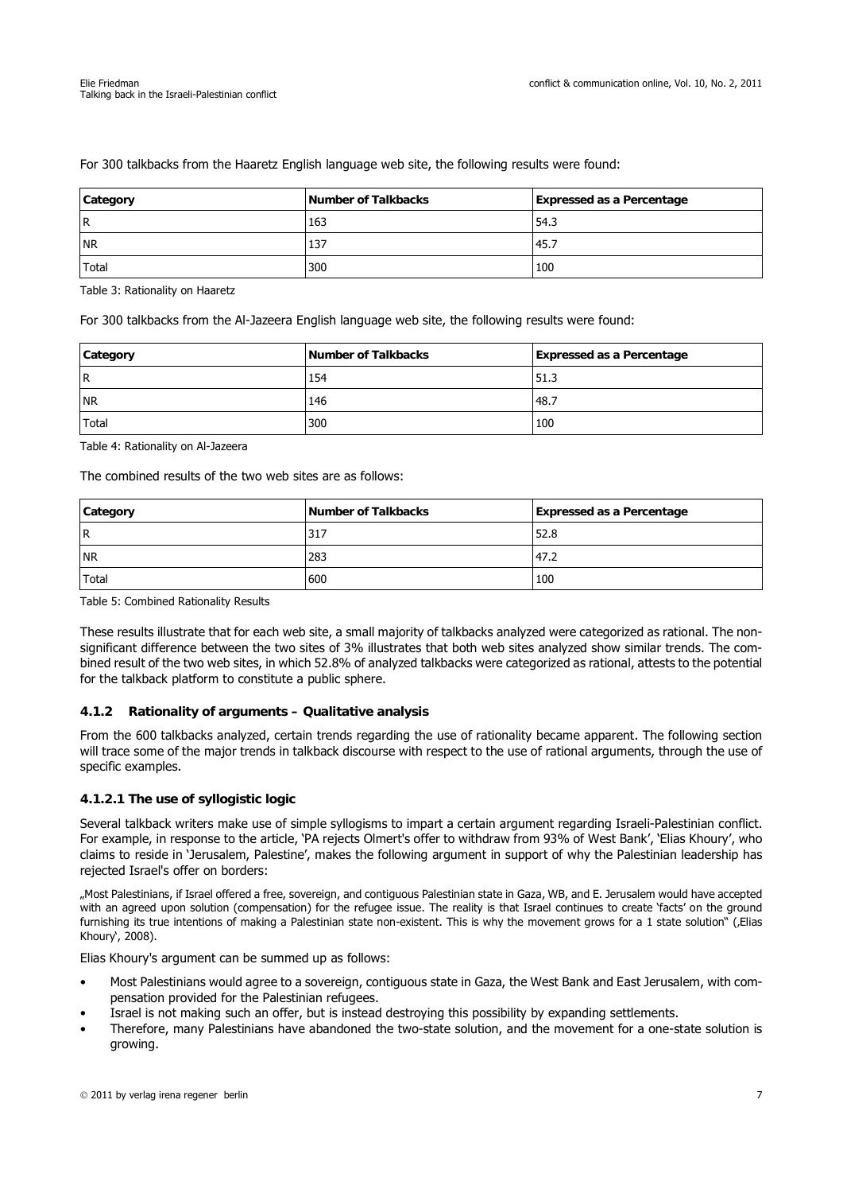For 300 talkbacks from the Haaretz English language web site, the following results were found:

| Category | Number of Talkbacks | Expressed as a Percentage |
|---|---|---|
| R | 163 | 54.3 |
| NR | 137 | 45.7 |
| Total | 300 | 100 |

Table 3: Rationality on Haaretz

For 300 talkbacks from the Al-Jazeera English language web site, the following results were found:

| Category | Number of Talkbacks | Expressed as a Percentage |
|---|---|---|
| R | 154 | 51.3 |
| NR | 146 | 48.7 |
| Total | 300 | 100 |

Table 4: Rationality on Al-Jazeera

The combined results of the two web sites are as follows:

| Category | Number of Talkbacks | Expressed as a Percentage |
|---|---|---|
| R | 317 | 52.8 |
| NR | 283 | 47.2 |
| Total | 600 | 100 |

Table 5: Combined Rationality Results

These results illustrate that for each web site, a small majority of talkbacks analyzed were categorized as rational. The non-significant difference between the two sites of 3% illustrates that both web sites analyzed show similar trends. The combined result of the two web sites, in which 52.8% of analyzed talkbacks were categorized as rational, attests to the potential for the talkback platform to constitute a public sphere.

### 4.1.2 Rationality of arguments – Qualitative analysis

From the 600 talkbacks analyzed, certain trends regarding the use of rationality became apparent. The following section will trace some of the major trends in talkback discourse with respect to the use of rational arguments, through the use of specific examples.

#### 4.1.2.1 The use of syllogistic logic

Several talkback writers make use of simple syllogisms to impart a certain argument regarding Israeli-Palestinian conflict. For example, in response to the article, 'PA rejects Olmert's offer to withdraw from 93% of West Bank', 'Elias Khoury', who claims to reside in 'Jerusalem, Palestine', makes the following argument in support of why the Palestinian leadership has rejected Israel's offer on borders:

„Most Palestinians, if Israel offered a free, sovereign, and contiguous Palestinian state in Gaza, WB, and E. Jerusalem would have accepted with an agreed upon solution (compensation) for the refugee issue. The reality is that Israel continues to create 'facts' on the ground furnishing its true intentions of making a Palestinian state non-existent. This is why the movement grows for a 1 state solution" (‚Elias Khoury', 2008).

Elias Khoury's argument can be summed up as follows:

- Most Palestinians would agree to a sovereign, contiguous state in Gaza, the West Bank and East Jerusalem, with compensation provided for the Palestinian refugees.
- Israel is not making such an offer, but is instead destroying this possibility by expanding settlements.
- Therefore, many Palestinians have abandoned the two-state solution, and the movement for a one-state solution is growing.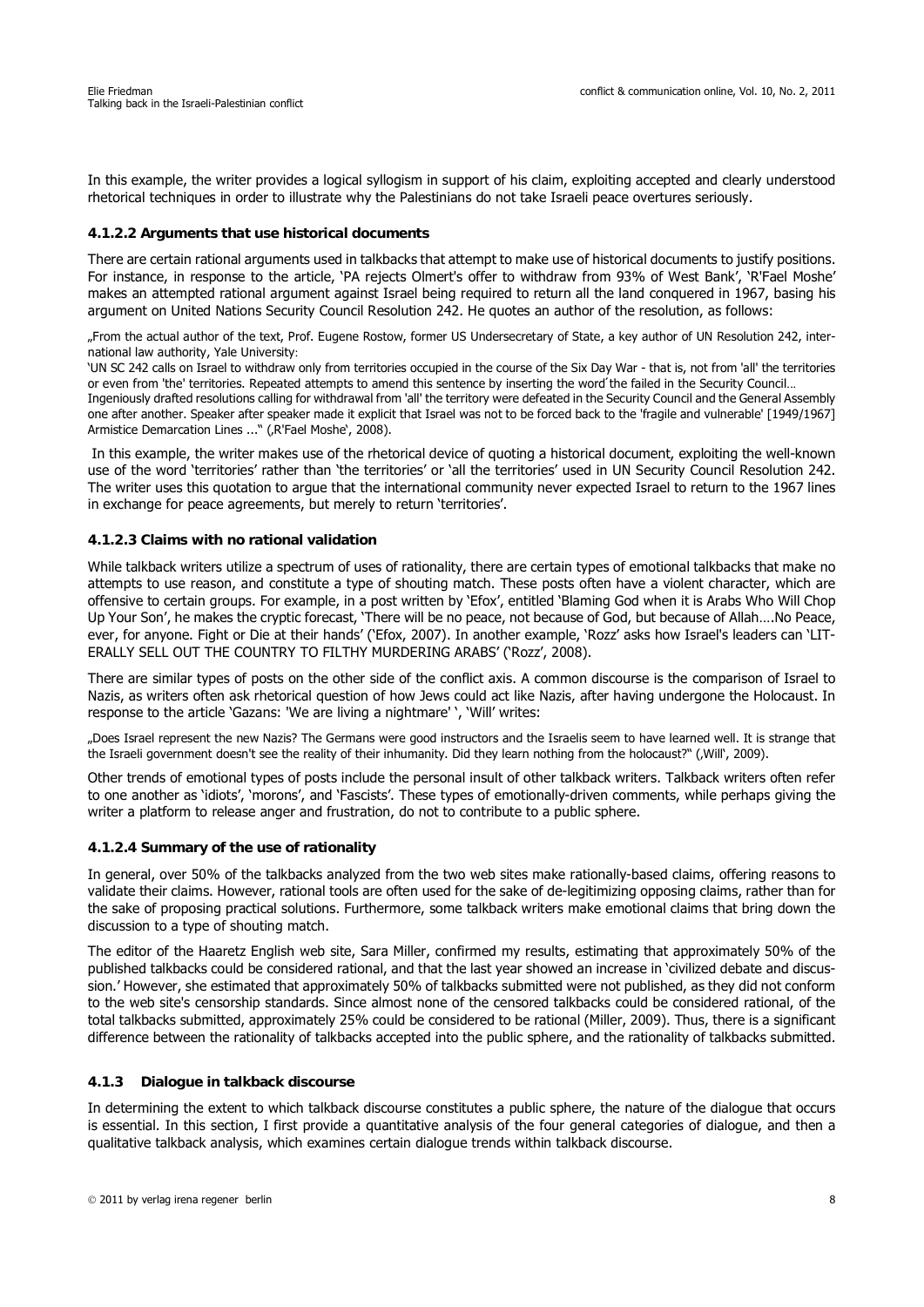In this example, the writer provides a logical syllogism in support of his claim, exploiting accepted and clearly understood rhetorical techniques in order to illustrate why the Palestinians do not take Israeli peace overtures seriously.

#### 4.1.2.2 Arguments that use historical documents

There are certain rational arguments used in talkbacks that attempt to make use of historical documents to justify positions. For instance, in response to the article, 'PA rejects Olmert's offer to withdraw from 93% of West Bank', 'R'Fael Moshe' makes an attempted rational argument against Israel being required to return all the land conquered in 1967, basing his argument on United Nations Security Council Resolution 242. He quotes an author of the resolution, as follows:

„From the actual author of the text, Prof. Eugene Rostow, former US Undersecretary of State, a key author of UN Resolution 242, international law authority, Yale University:
'UN SC 242 calls on Israel to withdraw only from territories occupied in the course of the Six Day War - that is, not from 'all' the territories or even from 'the' territories. Repeated attempts to amend this sentence by inserting the word´the failed in the Security Council…
Ingeniously drafted resolutions calling for withdrawal from 'all' the territory were defeated in the Security Council and the General Assembly one after another. Speaker after speaker made it explicit that Israel was not to be forced back to the 'fragile and vulnerable' [1949/1967] Armistice Demarcation Lines ..." (‚R'Fael Moshe', 2008).

In this example, the writer makes use of the rhetorical device of quoting a historical document, exploiting the well-known use of the word 'territories' rather than 'the territories' or 'all the territories' used in UN Security Council Resolution 242. The writer uses this quotation to argue that the international community never expected Israel to return to the 1967 lines in exchange for peace agreements, but merely to return 'territories'.

#### 4.1.2.3 Claims with no rational validation

While talkback writers utilize a spectrum of uses of rationality, there are certain types of emotional talkbacks that make no attempts to use reason, and constitute a type of shouting match. These posts often have a violent character, which are offensive to certain groups. For example, in a post written by 'Efox', entitled 'Blaming God when it is Arabs Who Will Chop Up Your Son', he makes the cryptic forecast, 'There will be no peace, not because of God, but because of Allah….No Peace, ever, for anyone. Fight or Die at their hands' ('Efox, 2007). In another example, 'Rozz' asks how Israel's leaders can 'LITERALLY SELL OUT THE COUNTRY TO FILTHY MURDERING ARABS' ('Rozz', 2008).

There are similar types of posts on the other side of the conflict axis. A common discourse is the comparison of Israel to Nazis, as writers often ask rhetorical question of how Jews could act like Nazis, after having undergone the Holocaust. In response to the article 'Gazans: 'We are living a nightmare' ', 'Will' writes:

„Does Israel represent the new Nazis? The Germans were good instructors and the Israelis seem to have learned well. It is strange that the Israeli government doesn't see the reality of their inhumanity. Did they learn nothing from the holocaust?" (‚Will', 2009).

Other trends of emotional types of posts include the personal insult of other talkback writers. Talkback writers often refer to one another as 'idiots', 'morons', and 'Fascists'. These types of emotionally-driven comments, while perhaps giving the writer a platform to release anger and frustration, do not to contribute to a public sphere.

#### 4.1.2.4 Summary of the use of rationality

In general, over 50% of the talkbacks analyzed from the two web sites make rationally-based claims, offering reasons to validate their claims. However, rational tools are often used for the sake of de-legitimizing opposing claims, rather than for the sake of proposing practical solutions. Furthermore, some talkback writers make emotional claims that bring down the discussion to a type of shouting match.

The editor of the Haaretz English web site, Sara Miller, confirmed my results, estimating that approximately 50% of the published talkbacks could be considered rational, and that the last year showed an increase in 'civilized debate and discussion.' However, she estimated that approximately 50% of talkbacks submitted were not published, as they did not conform to the web site's censorship standards. Since almost none of the censored talkbacks could be considered rational, of the total talkbacks submitted, approximately 25% could be considered to be rational (Miller, 2009). Thus, there is a significant difference between the rationality of talkbacks accepted into the public sphere, and the rationality of talkbacks submitted.

### 4.1.3 Dialogue in talkback discourse

In determining the extent to which talkback discourse constitutes a public sphere, the nature of the dialogue that occurs is essential. In this section, I first provide a quantitative analysis of the four general categories of dialogue, and then a qualitative talkback analysis, which examines certain dialogue trends within talkback discourse.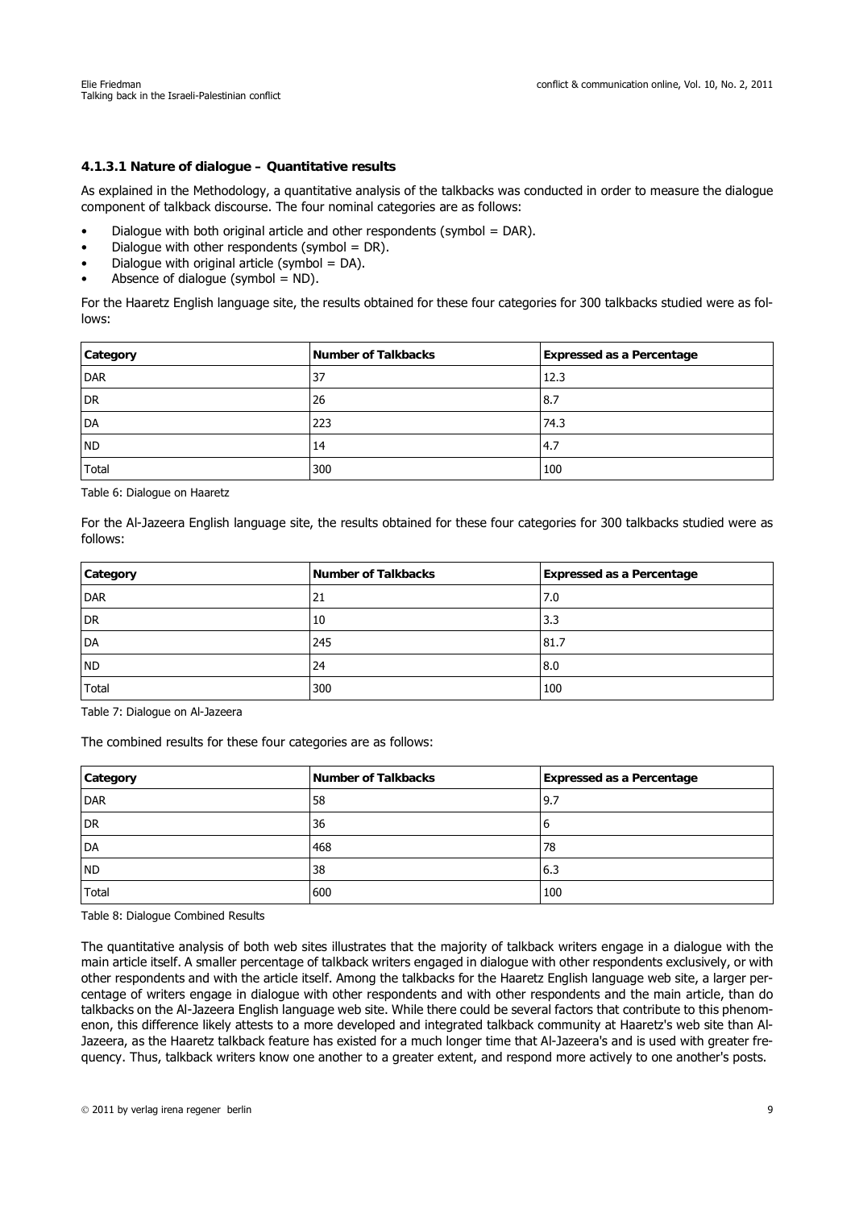#### 4.1.3.1 Nature of dialogue – Quantitative results

As explained in the Methodology, a quantitative analysis of the talkbacks was conducted in order to measure the dialogue component of talkback discourse. The four nominal categories are as follows:

- Dialogue with both original article and other respondents (symbol = DAR).
- Dialogue with other respondents (symbol = DR).
- Dialogue with original article (symbol = DA).
- Absence of dialogue (symbol = ND).

For the Haaretz English language site, the results obtained for these four categories for 300 talkbacks studied were as follows:

| Category | Number of Talkbacks | Expressed as a Percentage |
|---|---|---|
| DAR | 37 | 12.3 |
| DR | 26 | 8.7 |
| DA | 223 | 74.3 |
| ND | 14 | 4.7 |
| Total | 300 | 100 |

Table 6: Dialogue on Haaretz

For the Al-Jazeera English language site, the results obtained for these four categories for 300 talkbacks studied were as follows:

| Category | Number of Talkbacks | Expressed as a Percentage |
|---|---|---|
| DAR | 21 | 7.0 |
| DR | 10 | 3.3 |
| DA | 245 | 81.7 |
| ND | 24 | 8.0 |
| Total | 300 | 100 |

Table 7: Dialogue on Al-Jazeera

The combined results for these four categories are as follows:

| Category | Number of Talkbacks | Expressed as a Percentage |
|---|---|---|
| DAR | 58 | 9.7 |
| DR | 36 | 6 |
| DA | 468 | 78 |
| ND | 38 | 6.3 |
| Total | 600 | 100 |

Table 8: Dialogue Combined Results

The quantitative analysis of both web sites illustrates that the majority of talkback writers engage in a dialogue with the main article itself. A smaller percentage of talkback writers engaged in dialogue with other respondents exclusively, or with other respondents and with the article itself. Among the talkbacks for the Haaretz English language web site, a larger percentage of writers engage in dialogue with other respondents and with other respondents and the main article, than do talkbacks on the Al-Jazeera English language web site. While there could be several factors that contribute to this phenomenon, this difference likely attests to a more developed and integrated talkback community at Haaretz's web site than Al-Jazeera, as the Haaretz talkback feature has existed for a much longer time that Al-Jazeera's and is used with greater frequency. Thus, talkback writers know one another to a greater extent, and respond more actively to one another's posts.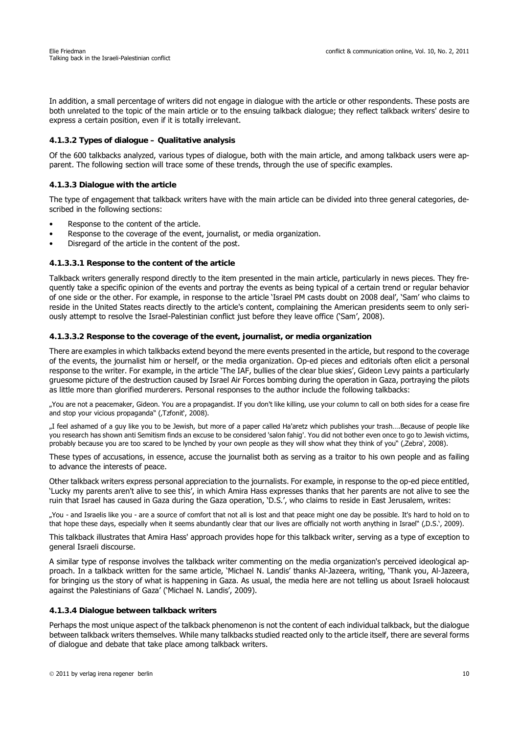In addition, a small percentage of writers did not engage in dialogue with the article or other respondents. These posts are both unrelated to the topic of the main article or to the ensuing talkback dialogue; they reflect talkback writers' desire to express a certain position, even if it is totally irrelevant.

#### 4.1.3.2 Types of dialogue – Qualitative analysis

Of the 600 talkbacks analyzed, various types of dialogue, both with the main article, and among talkback users were apparent. The following section will trace some of these trends, through the use of specific examples.

#### 4.1.3.3 Dialogue with the article

The type of engagement that talkback writers have with the main article can be divided into three general categories, described in the following sections:

- Response to the content of the article.
- Response to the coverage of the event, journalist, or media organization.
- Disregard of the article in the content of the post.

##### 4.1.3.3.1 Response to the content of the article

Talkback writers generally respond directly to the item presented in the main article, particularly in news pieces. They frequently take a specific opinion of the events and portray the events as being typical of a certain trend or regular behavior of one side or the other. For example, in response to the article 'Israel PM casts doubt on 2008 deal', 'Sam' who claims to reside in the United States reacts directly to the article's content, complaining the American presidents seem to only seriously attempt to resolve the Israel-Palestinian conflict just before they leave office ('Sam', 2008).

##### 4.1.3.3.2 Response to the coverage of the event, journalist, or media organization

There are examples in which talkbacks extend beyond the mere events presented in the article, but respond to the coverage of the events, the journalist him or herself, or the media organization. Op-ed pieces and editorials often elicit a personal response to the writer. For example, in the article 'The IAF, bullies of the clear blue skies', Gideon Levy paints a particularly gruesome picture of the destruction caused by Israel Air Forces bombing during the operation in Gaza, portraying the pilots as little more than glorified murderers. Personal responses to the author include the following talkbacks:

„You are not a peacemaker, Gideon. You are a propagandist. If you don't like killing, use your column to call on both sides for a cease fire and stop your vicious propaganda" (‚Tzfonit', 2008).

„I feel ashamed of a guy like you to be Jewish, but more of a paper called Ha'aretz which publishes your trash….Because of people like you research has shown anti Semitism finds an excuse to be considered 'salon fahig'. You did not bother even once to go to Jewish victims, probably because you are too scared to be lynched by your own people as they will show what they think of you" (‚Zebra', 2008).

These types of accusations, in essence, accuse the journalist both as serving as a traitor to his own people and as failing to advance the interests of peace.

Other talkback writers express personal appreciation to the journalists. For example, in response to the op-ed piece entitled, 'Lucky my parents aren't alive to see this', in which Amira Hass expresses thanks that her parents are not alive to see the ruin that Israel has caused in Gaza during the Gaza operation, 'D.S.', who claims to reside in East Jerusalem, writes:

„You - and Israelis like you - are a source of comfort that not all is lost and that peace might one day be possible. It's hard to hold on to that hope these days, especially when it seems abundantly clear that our lives are officially not worth anything in Israel" (‚D.S.', 2009).

This talkback illustrates that Amira Hass' approach provides hope for this talkback writer, serving as a type of exception to general Israeli discourse.

A similar type of response involves the talkback writer commenting on the media organization's perceived ideological approach. In a talkback written for the same article, 'Michael N. Landis' thanks Al-Jazeera, writing, 'Thank you, Al-Jazeera, for bringing us the story of what is happening in Gaza. As usual, the media here are not telling us about Israeli holocaust against the Palestinians of Gaza' ('Michael N. Landis', 2009).

#### 4.1.3.4 Dialogue between talkback writers

Perhaps the most unique aspect of the talkback phenomenon is not the content of each individual talkback, but the dialogue between talkback writers themselves. While many talkbacks studied reacted only to the article itself, there are several forms of dialogue and debate that take place among talkback writers.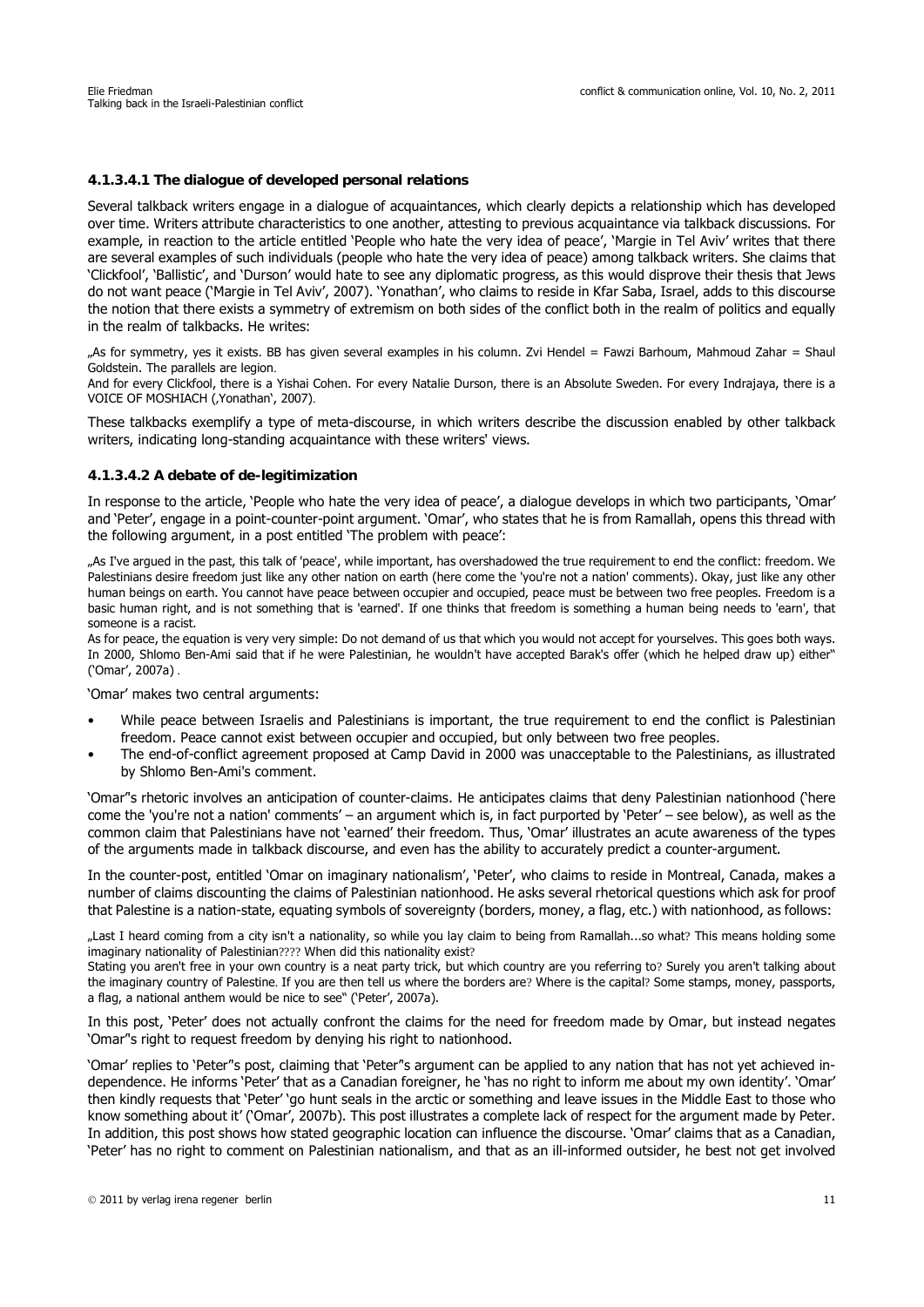#### 4.1.3.4.1 The dialogue of developed personal relations

Several talkback writers engage in a dialogue of acquaintances, which clearly depicts a relationship which has developed over time. Writers attribute characteristics to one another, attesting to previous acquaintance via talkback discussions. For example, in reaction to the article entitled 'People who hate the very idea of peace', 'Margie in Tel Aviv' writes that there are several examples of such individuals (people who hate the very idea of peace) among talkback writers. She claims that 'Clickfool', 'Ballistic', and 'Durson' would hate to see any diplomatic progress, as this would disprove their thesis that Jews do not want peace ('Margie in Tel Aviv', 2007). 'Yonathan', who claims to reside in Kfar Saba, Israel, adds to this discourse the notion that there exists a symmetry of extremism on both sides of the conflict both in the realm of politics and equally in the realm of talkbacks. He writes:

„As for symmetry, yes it exists. BB has given several examples in his column. Zvi Hendel = Fawzi Barhoum, Mahmoud Zahar = Shaul Goldstein. The parallels are legion.
And for every Clickfool, there is a Yishai Cohen. For every Natalie Durson, there is an Absolute Sweden. For every Indrajaya, there is a VOICE OF MOSHIACH (‚Yonathan', 2007).

These talkbacks exemplify a type of meta-discourse, in which writers describe the discussion enabled by other talkback writers, indicating long-standing acquaintance with these writers' views.

#### 4.1.3.4.2 A debate of de-legitimization

In response to the article, 'People who hate the very idea of peace', a dialogue develops in which two participants, 'Omar' and 'Peter', engage in a point-counter-point argument. 'Omar', who states that he is from Ramallah, opens this thread with the following argument, in a post entitled 'The problem with peace':

„As I've argued in the past, this talk of 'peace', while important, has overshadowed the true requirement to end the conflict: freedom. We Palestinians desire freedom just like any other nation on earth (here come the 'you're not a nation' comments). Okay, just like any other human beings on earth. You cannot have peace between occupier and occupied, peace must be between two free peoples. Freedom is a basic human right, and is not something that is 'earned'. If one thinks that freedom is something a human being needs to 'earn', that someone is a racist.
As for peace, the equation is very very simple: Do not demand of us that which you would not accept for yourselves. This goes both ways. In 2000, Shlomo Ben-Ami said that if he were Palestinian, he wouldn't have accepted Barak's offer (which he helped draw up) either" ('Omar', 2007a) .

'Omar' makes two central arguments:

- While peace between Israelis and Palestinians is important, the true requirement to end the conflict is Palestinian freedom. Peace cannot exist between occupier and occupied, but only between two free peoples.
- The end-of-conflict agreement proposed at Camp David in 2000 was unacceptable to the Palestinians, as illustrated by Shlomo Ben-Ami's comment.

'Omar"s rhetoric involves an anticipation of counter-claims. He anticipates claims that deny Palestinian nationhood ('here come the 'you're not a nation' comments' – an argument which is, in fact purported by 'Peter' – see below), as well as the common claim that Palestinians have not 'earned' their freedom. Thus, 'Omar' illustrates an acute awareness of the types of the arguments made in talkback discourse, and even has the ability to accurately predict a counter-argument.

In the counter-post, entitled 'Omar on imaginary nationalism', 'Peter', who claims to reside in Montreal, Canada, makes a number of claims discounting the claims of Palestinian nationhood. He asks several rhetorical questions which ask for proof that Palestine is a nation-state, equating symbols of sovereignty (borders, money, a flag, etc.) with nationhood, as follows:

„Last I heard coming from a city isn't a nationality, so while you lay claim to being from Ramallah...so what? This means holding some imaginary nationality of Palestinian???? When did this nationality exist?
Stating you aren't free in your own country is a neat party trick, but which country are you referring to? Surely you aren't talking about the imaginary country of Palestine. If you are then tell us where the borders are? Where is the capital? Some stamps, money, passports, a flag, a national anthem would be nice to see" ('Peter', 2007a).

In this post, 'Peter' does not actually confront the claims for the need for freedom made by Omar, but instead negates 'Omar"s right to request freedom by denying his right to nationhood.

'Omar' replies to 'Peter"s post, claiming that 'Peter"s argument can be applied to any nation that has not yet achieved independence. He informs 'Peter' that as a Canadian foreigner, he 'has no right to inform me about my own identity'. 'Omar' then kindly requests that 'Peter' 'go hunt seals in the arctic or something and leave issues in the Middle East to those who know something about it' ('Omar', 2007b). This post illustrates a complete lack of respect for the argument made by Peter. In addition, this post shows how stated geographic location can influence the discourse. 'Omar' claims that as a Canadian, 'Peter' has no right to comment on Palestinian nationalism, and that as an ill-informed outsider, he best not get involved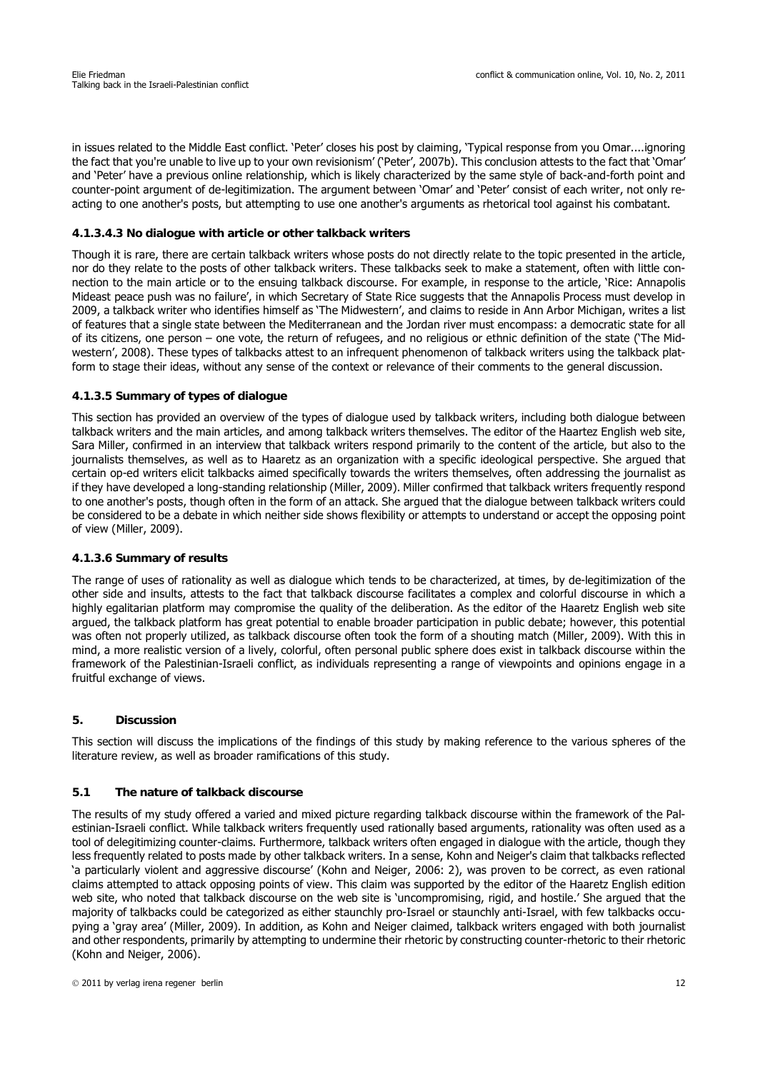in issues related to the Middle East conflict. 'Peter' closes his post by claiming, 'Typical response from you Omar....ignoring the fact that you're unable to live up to your own revisionism' ('Peter', 2007b). This conclusion attests to the fact that 'Omar' and 'Peter' have a previous online relationship, which is likely characterized by the same style of back-and-forth point and counter-point argument of de-legitimization. The argument between 'Omar' and 'Peter' consist of each writer, not only reacting to one another's posts, but attempting to use one another's arguments as rhetorical tool against his combatant.

#### 4.1.3.4.3 No dialogue with article or other talkback writers

Though it is rare, there are certain talkback writers whose posts do not directly relate to the topic presented in the article, nor do they relate to the posts of other talkback writers. These talkbacks seek to make a statement, often with little connection to the main article or to the ensuing talkback discourse. For example, in response to the article, 'Rice: Annapolis Mideast peace push was no failure', in which Secretary of State Rice suggests that the Annapolis Process must develop in 2009, a talkback writer who identifies himself as 'The Midwestern', and claims to reside in Ann Arbor Michigan, writes a list of features that a single state between the Mediterranean and the Jordan river must encompass: a democratic state for all of its citizens, one person – one vote, the return of refugees, and no religious or ethnic definition of the state ('The Midwestern', 2008). These types of talkbacks attest to an infrequent phenomenon of talkback writers using the talkback platform to stage their ideas, without any sense of the context or relevance of their comments to the general discussion.

#### 4.1.3.5 Summary of types of dialogue

This section has provided an overview of the types of dialogue used by talkback writers, including both dialogue between talkback writers and the main articles, and among talkback writers themselves. The editor of the Haartez English web site, Sara Miller, confirmed in an interview that talkback writers respond primarily to the content of the article, but also to the journalists themselves, as well as to Haaretz as an organization with a specific ideological perspective. She argued that certain op-ed writers elicit talkbacks aimed specifically towards the writers themselves, often addressing the journalist as if they have developed a long-standing relationship (Miller, 2009). Miller confirmed that talkback writers frequently respond to one another's posts, though often in the form of an attack. She argued that the dialogue between talkback writers could be considered to be a debate in which neither side shows flexibility or attempts to understand or accept the opposing point of view (Miller, 2009).

#### 4.1.3.6 Summary of results

The range of uses of rationality as well as dialogue which tends to be characterized, at times, by de-legitimization of the other side and insults, attests to the fact that talkback discourse facilitates a complex and colorful discourse in which a highly egalitarian platform may compromise the quality of the deliberation. As the editor of the Haaretz English web site argued, the talkback platform has great potential to enable broader participation in public debate; however, this potential was often not properly utilized, as talkback discourse often took the form of a shouting match (Miller, 2009). With this in mind, a more realistic version of a lively, colorful, often personal public sphere does exist in talkback discourse within the framework of the Palestinian-Israeli conflict, as individuals representing a range of viewpoints and opinions engage in a fruitful exchange of views.

## 5. Discussion

This section will discuss the implications of the findings of this study by making reference to the various spheres of the literature review, as well as broader ramifications of this study.

### 5.1 The nature of talkback discourse

The results of my study offered a varied and mixed picture regarding talkback discourse within the framework of the Palestinian-Israeli conflict. While talkback writers frequently used rationally based arguments, rationality was often used as a tool of delegitimizing counter-claims. Furthermore, talkback writers often engaged in dialogue with the article, though they less frequently related to posts made by other talkback writers. In a sense, Kohn and Neiger's claim that talkbacks reflected 'a particularly violent and aggressive discourse' (Kohn and Neiger, 2006: 2), was proven to be correct, as even rational claims attempted to attack opposing points of view. This claim was supported by the editor of the Haaretz English edition web site, who noted that talkback discourse on the web site is 'uncompromising, rigid, and hostile.' She argued that the majority of talkbacks could be categorized as either staunchly pro-Israel or staunchly anti-Israel, with few talkbacks occupying a 'gray area' (Miller, 2009). In addition, as Kohn and Neiger claimed, talkback writers engaged with both journalist and other respondents, primarily by attempting to undermine their rhetoric by constructing counter-rhetoric to their rhetoric (Kohn and Neiger, 2006).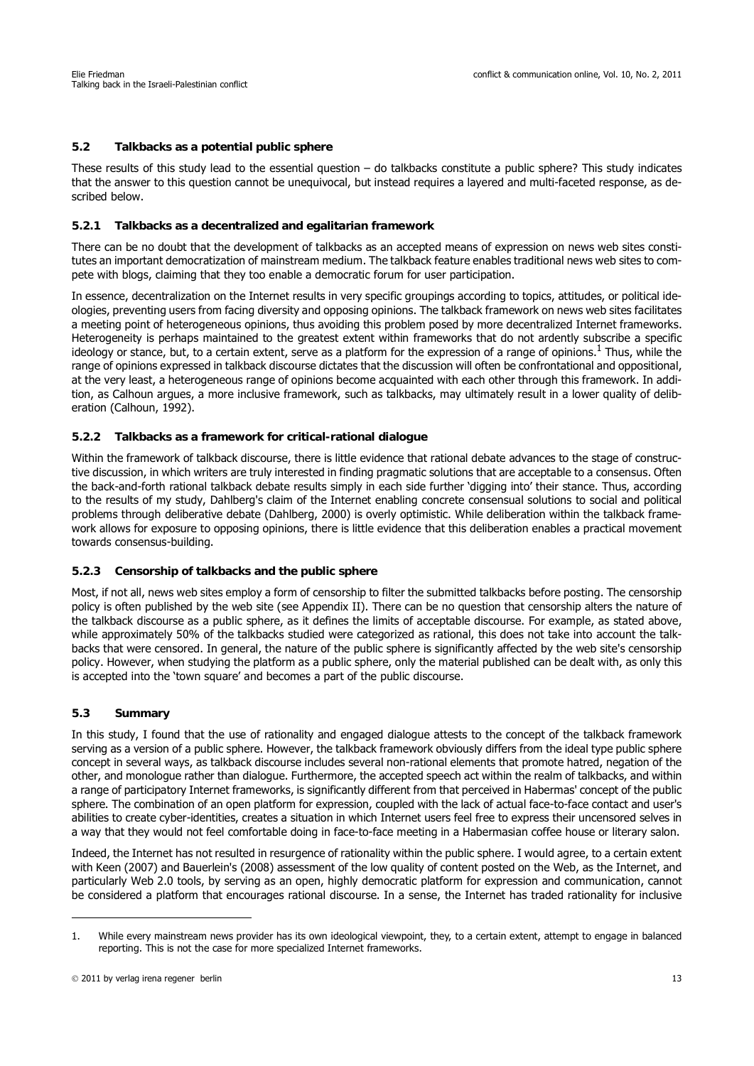### 5.2 Talkbacks as a potential public sphere

These results of this study lead to the essential question – do talkbacks constitute a public sphere? This study indicates that the answer to this question cannot be unequivocal, but instead requires a layered and multi-faceted response, as described below.

#### 5.2.1 Talkbacks as a decentralized and egalitarian framework

There can be no doubt that the development of talkbacks as an accepted means of expression on news web sites constitutes an important democratization of mainstream medium. The talkback feature enables traditional news web sites to compete with blogs, claiming that they too enable a democratic forum for user participation.

In essence, decentralization on the Internet results in very specific groupings according to topics, attitudes, or political ideologies, preventing users from facing diversity and opposing opinions. The talkback framework on news web sites facilitates a meeting point of heterogeneous opinions, thus avoiding this problem posed by more decentralized Internet frameworks. Heterogeneity is perhaps maintained to the greatest extent within frameworks that do not ardently subscribe a specific ideology or stance, but, to a certain extent, serve as a platform for the expression of a range of opinions.[1] Thus, while the range of opinions expressed in talkback discourse dictates that the discussion will often be confrontational and oppositional, at the very least, a heterogeneous range of opinions become acquainted with each other through this framework. In addition, as Calhoun argues, a more inclusive framework, such as talkbacks, may ultimately result in a lower quality of deliberation (Calhoun, 1992).

#### 5.2.2 Talkbacks as a framework for critical-rational dialogue

Within the framework of talkback discourse, there is little evidence that rational debate advances to the stage of constructive discussion, in which writers are truly interested in finding pragmatic solutions that are acceptable to a consensus. Often the back-and-forth rational talkback debate results simply in each side further 'digging into' their stance. Thus, according to the results of my study, Dahlberg's claim of the Internet enabling concrete consensual solutions to social and political problems through deliberative debate (Dahlberg, 2000) is overly optimistic. While deliberation within the talkback framework allows for exposure to opposing opinions, there is little evidence that this deliberation enables a practical movement towards consensus-building.

#### 5.2.3 Censorship of talkbacks and the public sphere

Most, if not all, news web sites employ a form of censorship to filter the submitted talkbacks before posting. The censorship policy is often published by the web site (see Appendix II). There can be no question that censorship alters the nature of the talkback discourse as a public sphere, as it defines the limits of acceptable discourse. For example, as stated above, while approximately 50% of the talkbacks studied were categorized as rational, this does not take into account the talkbacks that were censored. In general, the nature of the public sphere is significantly affected by the web site's censorship policy. However, when studying the platform as a public sphere, only the material published can be dealt with, as only this is accepted into the 'town square' and becomes a part of the public discourse.

### 5.3 Summary

In this study, I found that the use of rationality and engaged dialogue attests to the concept of the talkback framework serving as a version of a public sphere. However, the talkback framework obviously differs from the ideal type public sphere concept in several ways, as talkback discourse includes several non-rational elements that promote hatred, negation of the other, and monologue rather than dialogue. Furthermore, the accepted speech act within the realm of talkbacks, and within a range of participatory Internet frameworks, is significantly different from that perceived in Habermas' concept of the public sphere. The combination of an open platform for expression, coupled with the lack of actual face-to-face contact and user's abilities to create cyber-identities, creates a situation in which Internet users feel free to express their uncensored selves in a way that they would not feel comfortable doing in face-to-face meeting in a Habermasian coffee house or literary salon.

Indeed, the Internet has not resulted in resurgence of rationality within the public sphere. I would agree, to a certain extent with Keen (2007) and Bauerlein's (2008) assessment of the low quality of content posted on the Web, as the Internet, and particularly Web 2.0 tools, by serving as an open, highly democratic platform for expression and communication, cannot be considered a platform that encourages rational discourse. In a sense, the Internet has traded rationality for inclusive

---

1. While every mainstream news provider has its own ideological viewpoint, they, to a certain extent, attempt to engage in balanced reporting. This is not the case for more specialized Internet frameworks.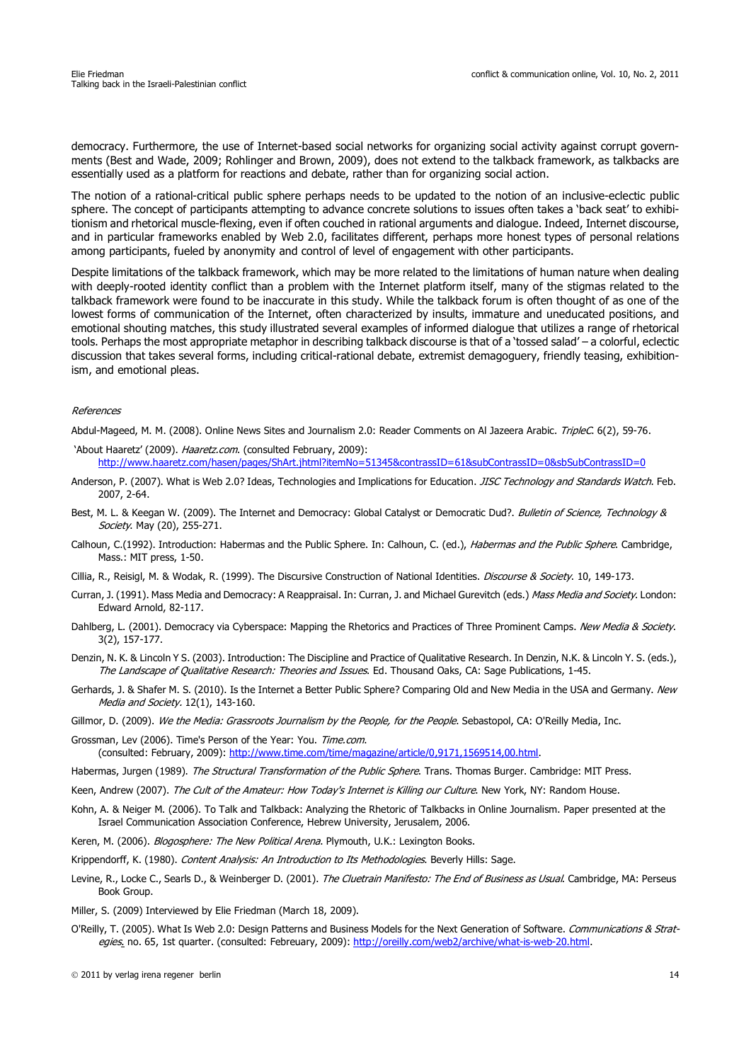democracy. Furthermore, the use of Internet-based social networks for organizing social activity against corrupt governments (Best and Wade, 2009; Rohlinger and Brown, 2009), does not extend to the talkback framework, as talkbacks are essentially used as a platform for reactions and debate, rather than for organizing social action.

The notion of a rational-critical public sphere perhaps needs to be updated to the notion of an inclusive-eclectic public sphere. The concept of participants attempting to advance concrete solutions to issues often takes a 'back seat' to exhibitionism and rhetorical muscle-flexing, even if often couched in rational arguments and dialogue. Indeed, Internet discourse, and in particular frameworks enabled by Web 2.0, facilitates different, perhaps more honest types of personal relations among participants, fueled by anonymity and control of level of engagement with other participants.

Despite limitations of the talkback framework, which may be more related to the limitations of human nature when dealing with deeply-rooted identity conflict than a problem with the Internet platform itself, many of the stigmas related to the talkback framework were found to be inaccurate in this study. While the talkback forum is often thought of as one of the lowest forms of communication of the Internet, often characterized by insults, immature and uneducated positions, and emotional shouting matches, this study illustrated several examples of informed dialogue that utilizes a range of rhetorical tools. Perhaps the most appropriate metaphor in describing talkback discourse is that of a 'tossed salad' – a colorful, eclectic discussion that takes several forms, including critical-rational debate, extremist demagoguery, friendly teasing, exhibitionism, and emotional pleas.

*References*

Abdul-Mageed, M. M. (2008). Online News Sites and Journalism 2.0: Reader Comments on Al Jazeera Arabic. *TripleC*. 6(2), 59-76.

'About Haaretz' (2009). *Haaretz.com*. (consulted February, 2009): http://www.haaretz.com/hasen/pages/ShArt.jhtml?itemNo=51345&contrassID=61&subContrassID=0&sbSubContrassID=0

Anderson, P. (2007). What is Web 2.0? Ideas, Technologies and Implications for Education. *JISC Technology and Standards Watch*. Feb. 2007, 2-64.

Best, M. L. & Keegan W. (2009). The Internet and Democracy: Global Catalyst or Democratic Dud?. *Bulletin of Science, Technology & Society*. May (20), 255-271.

Calhoun, C.(1992). Introduction: Habermas and the Public Sphere. In: Calhoun, C. (ed.), *Habermas and the Public Sphere*. Cambridge, Mass.: MIT press, 1-50.

Cillia, R., Reisigl, M. & Wodak, R. (1999). The Discursive Construction of National Identities. *Discourse & Society*. 10, 149-173.

Curran, J. (1991). Mass Media and Democracy: A Reappraisal. In: Curran, J. and Michael Gurevitch (eds.) *Mass Media and Society*. London: Edward Arnold, 82-117.

Dahlberg, L. (2001). Democracy via Cyberspace: Mapping the Rhetorics and Practices of Three Prominent Camps. *New Media & Society*. 3(2), 157-177.

Denzin, N. K. & Lincoln Y S. (2003). Introduction: The Discipline and Practice of Qualitative Research. In Denzin, N.K. & Lincoln Y. S. (eds.), *The Landscape of Qualitative Research: Theories and Issues*. Ed. Thousand Oaks, CA: Sage Publications, 1-45.

Gerhards, J. & Shafer M. S. (2010). Is the Internet a Better Public Sphere? Comparing Old and New Media in the USA and Germany. *New Media and Society*. 12(1), 143-160.

Gillmor, D. (2009). *We the Media: Grassroots Journalism by the People, for the People*. Sebastopol, CA: O'Reilly Media, Inc.

Grossman, Lev (2006). Time's Person of the Year: You. *Time.com*. (consulted: February, 2009): http://www.time.com/time/magazine/article/0,9171,1569514,00.html.

Habermas, Jurgen (1989). *The Structural Transformation of the Public Sphere*. Trans. Thomas Burger. Cambridge: MIT Press.

Keen, Andrew (2007). *The Cult of the Amateur: How Today's Internet is Killing our Culture*. New York, NY: Random House.

Kohn, A. & Neiger M. (2006). To Talk and Talkback: Analyzing the Rhetoric of Talkbacks in Online Journalism. Paper presented at the Israel Communication Association Conference, Hebrew University, Jerusalem, 2006.

Keren, M. (2006). *Blogosphere: The New Political Arena*. Plymouth, U.K.: Lexington Books.

Krippendorff, K. (1980). *Content Analysis: An Introduction to Its Methodologies*. Beverly Hills: Sage.

Levine, R., Locke C., Searls D., & Weinberger D. (2001). *The Cluetrain Manifesto: The End of Business as Usual*. Cambridge, MA: Perseus Book Group.

Miller, S. (2009) Interviewed by Elie Friedman (March 18, 2009).

O'Reilly, T. (2005). What Is Web 2.0: Design Patterns and Business Models for the Next Generation of Software. *Communications & Strategies*. no. 65, 1st quarter. (consulted: Febreuary, 2009): http://oreilly.com/web2/archive/what-is-web-20.html.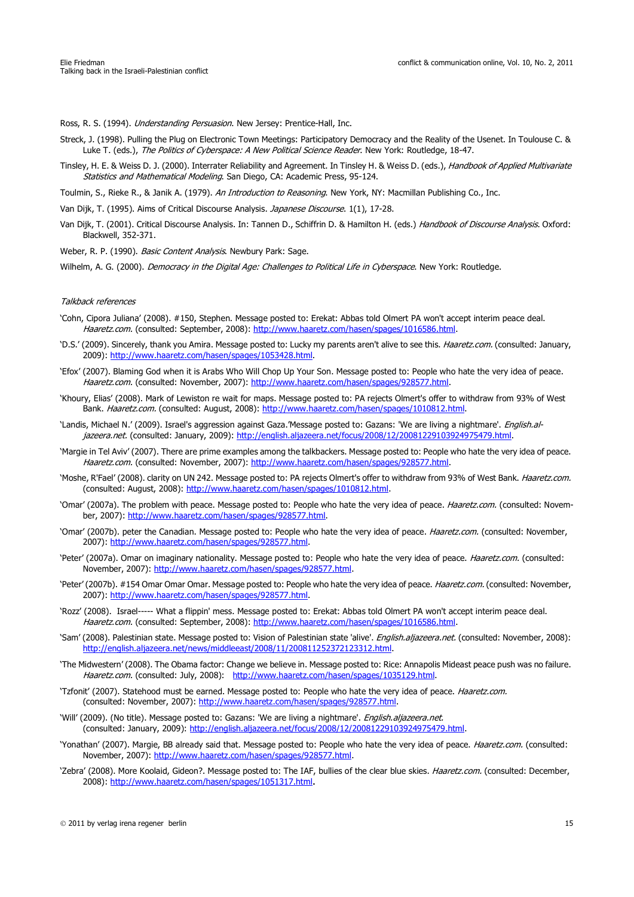Ross, R. S. (1994). *Understanding Persuasion*. New Jersey: Prentice-Hall, Inc.

Streck, J. (1998). Pulling the Plug on Electronic Town Meetings: Participatory Democracy and the Reality of the Usenet. In Toulouse C. & Luke T. (eds.), *The Politics of Cyberspace: A New Political Science Reader*. New York: Routledge, 18-47.

Tinsley, H. E. & Weiss D. J. (2000). Interrater Reliability and Agreement. In Tinsley H. & Weiss D. (eds.), *Handbook of Applied Multivariate Statistics and Mathematical Modeling*. San Diego, CA: Academic Press, 95-124.

Toulmin, S., Rieke R., & Janik A. (1979). *An Introduction to Reasoning*. New York, NY: Macmillan Publishing Co., Inc.

Van Dijk, T. (1995). Aims of Critical Discourse Analysis. *Japanese Discourse*. 1(1), 17-28.

Van Dijk, T. (2001). Critical Discourse Analysis. In: Tannen D., Schiffrin D. & Hamilton H. (eds.) *Handbook of Discourse Analysis*. Oxford: Blackwell, 352-371.

Weber, R. P. (1990). *Basic Content Analysis*. Newbury Park: Sage.

Wilhelm, A. G. (2000). *Democracy in the Digital Age: Challenges to Political Life in Cyberspace*. New York: Routledge.

*Talkback references*

'Cohn, Cipora Juliana' (2008). #150, Stephen. Message posted to: Erekat: Abbas told Olmert PA won't accept interim peace deal. *Haaretz.com.* (consulted: September, 2008): http://www.haaretz.com/hasen/spages/1016586.html.

'D.S.' (2009). Sincerely, thank you Amira. Message posted to: Lucky my parents aren't alive to see this. *Haaretz.com.* (consulted: January, 2009): http://www.haaretz.com/hasen/spages/1053428.html.

'Efox' (2007). Blaming God when it is Arabs Who Will Chop Up Your Son. Message posted to: People who hate the very idea of peace. *Haaretz.com.* (consulted: November, 2007): http://www.haaretz.com/hasen/spages/928577.html.

'Khoury, Elias' (2008). Mark of Lewiston re wait for maps. Message posted to: PA rejects Olmert's offer to withdraw from 93% of West Bank. *Haaretz.com.* (consulted: August, 2008): http://www.haaretz.com/hasen/spages/1010812.html.

'Landis, Michael N.' (2009). Israel's aggression against Gaza.'Message posted to: Gazans: 'We are living a nightmare'. *English.al-jazeera.net.* (consulted: January, 2009): http://english.aljazeera.net/focus/2008/12/20081229103924975479.html.

'Margie in Tel Aviv' (2007). There are prime examples among the talkbackers. Message posted to: People who hate the very idea of peace. *Haaretz.com.* (consulted: November, 2007): http://www.haaretz.com/hasen/spages/928577.html.

'Moshe, R'Fael' (2008). clarity on UN 242. Message posted to: PA rejects Olmert's offer to withdraw from 93% of West Bank. *Haaretz.com.* (consulted: August, 2008): http://www.haaretz.com/hasen/spages/1010812.html.

'Omar' (2007a). The problem with peace. Message posted to: People who hate the very idea of peace. *Haaretz.com.* (consulted: November, 2007): http://www.haaretz.com/hasen/spages/928577.html.

'Omar' (2007b). peter the Canadian. Message posted to: People who hate the very idea of peace. *Haaretz.com.* (consulted: November, 2007): http://www.haaretz.com/hasen/spages/928577.html.

'Peter' (2007a). Omar on imaginary nationality. Message posted to: People who hate the very idea of peace. *Haaretz.com.* (consulted: November, 2007): http://www.haaretz.com/hasen/spages/928577.html.

'Peter' (2007b). #154 Omar Omar Omar. Message posted to: People who hate the very idea of peace. *Haaretz.com.* (consulted: November, 2007): http://www.haaretz.com/hasen/spages/928577.html.

'Rozz' (2008). Israel----- What a flippin' mess. Message posted to: Erekat: Abbas told Olmert PA won't accept interim peace deal. *Haaretz.com.* (consulted: September, 2008): http://www.haaretz.com/hasen/spages/1016586.html.

'Sam' (2008). Palestinian state. Message posted to: Vision of Palestinian state 'alive'. *English.aljazeera.net.* (consulted: November, 2008): http://english.aljazeera.net/news/middleeast/2008/11/200811252372123312.html.

'The Midwestern' (2008). The Obama factor: Change we believe in. Message posted to: Rice: Annapolis Mideast peace push was no failure. *Haaretz.com.* (consulted: July, 2008): http://www.haaretz.com/hasen/spages/1035129.html.

'Tzfonit' (2007). Statehood must be earned. Message posted to: People who hate the very idea of peace. *Haaretz.com.* (consulted: November, 2007): http://www.haaretz.com/hasen/spages/928577.html.

'Will' (2009). (No title). Message posted to: Gazans: 'We are living a nightmare'. *English.aljazeera.net.* (consulted: January, 2009): http://english.aljazeera.net/focus/2008/12/20081229103924975479.html.

'Yonathan' (2007). Margie, BB already said that. Message posted to: People who hate the very idea of peace. *Haaretz.com.* (consulted: November, 2007): http://www.haaretz.com/hasen/spages/928577.html.

'Zebra' (2008). More Koolaid, Gideon?. Message posted to: The IAF, bullies of the clear blue skies. *Haaretz.com.* (consulted: December, 2008): http://www.haaretz.com/hasen/spages/1051317.html.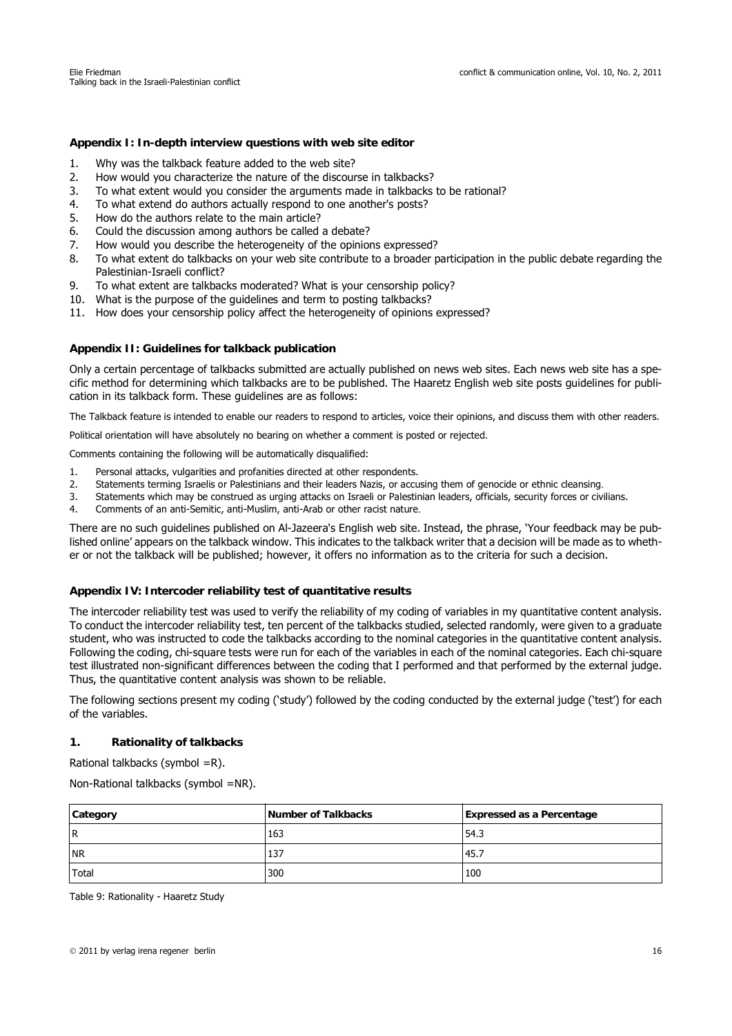### Appendix I: In-depth interview questions with web site editor

1. Why was the talkback feature added to the web site?
2. How would you characterize the nature of the discourse in talkbacks?
3. To what extent would you consider the arguments made in talkbacks to be rational?
4. To what extend do authors actually respond to one another's posts?
5. How do the authors relate to the main article?
6. Could the discussion among authors be called a debate?
7. How would you describe the heterogeneity of the opinions expressed?
8. To what extent do talkbacks on your web site contribute to a broader participation in the public debate regarding the Palestinian-Israeli conflict?
9. To what extent are talkbacks moderated? What is your censorship policy?
10. What is the purpose of the guidelines and term to posting talkbacks?
11. How does your censorship policy affect the heterogeneity of opinions expressed?

### Appendix II: Guidelines for talkback publication

Only a certain percentage of talkbacks submitted are actually published on news web sites. Each news web site has a specific method for determining which talkbacks are to be published. The Haaretz English web site posts guidelines for publication in its talkback form. These guidelines are as follows:

The Talkback feature is intended to enable our readers to respond to articles, voice their opinions, and discuss them with other readers.

Political orientation will have absolutely no bearing on whether a comment is posted or rejected.

Comments containing the following will be automatically disqualified:

1. Personal attacks, vulgarities and profanities directed at other respondents.
2. Statements terming Israelis or Palestinians and their leaders Nazis, or accusing them of genocide or ethnic cleansing.
3. Statements which may be construed as urging attacks on Israeli or Palestinian leaders, officials, security forces or civilians.
4. Comments of an anti-Semitic, anti-Muslim, anti-Arab or other racist nature.

There are no such guidelines published on Al-Jazeera's English web site. Instead, the phrase, 'Your feedback may be published online' appears on the talkback window. This indicates to the talkback writer that a decision will be made as to whether or not the talkback will be published; however, it offers no information as to the criteria for such a decision.

### Appendix IV: Intercoder reliability test of quantitative results

The intercoder reliability test was used to verify the reliability of my coding of variables in my quantitative content analysis. To conduct the intercoder reliability test, ten percent of the talkbacks studied, selected randomly, were given to a graduate student, who was instructed to code the talkbacks according to the nominal categories in the quantitative content analysis. Following the coding, chi-square tests were run for each of the variables in each of the nominal categories. Each chi-square test illustrated non-significant differences between the coding that I performed and that performed by the external judge. Thus, the quantitative content analysis was shown to be reliable.

The following sections present my coding ('study') followed by the coding conducted by the external judge ('test') for each of the variables.

#### 1. Rationality of talkbacks

Rational talkbacks (symbol =R).

Non-Rational talkbacks (symbol =NR).

| Category | Number of Talkbacks | Expressed as a Percentage |
|---|---|---|
| R | 163 | 54.3 |
| NR | 137 | 45.7 |
| Total | 300 | 100 |

Table 9: Rationality - Haaretz Study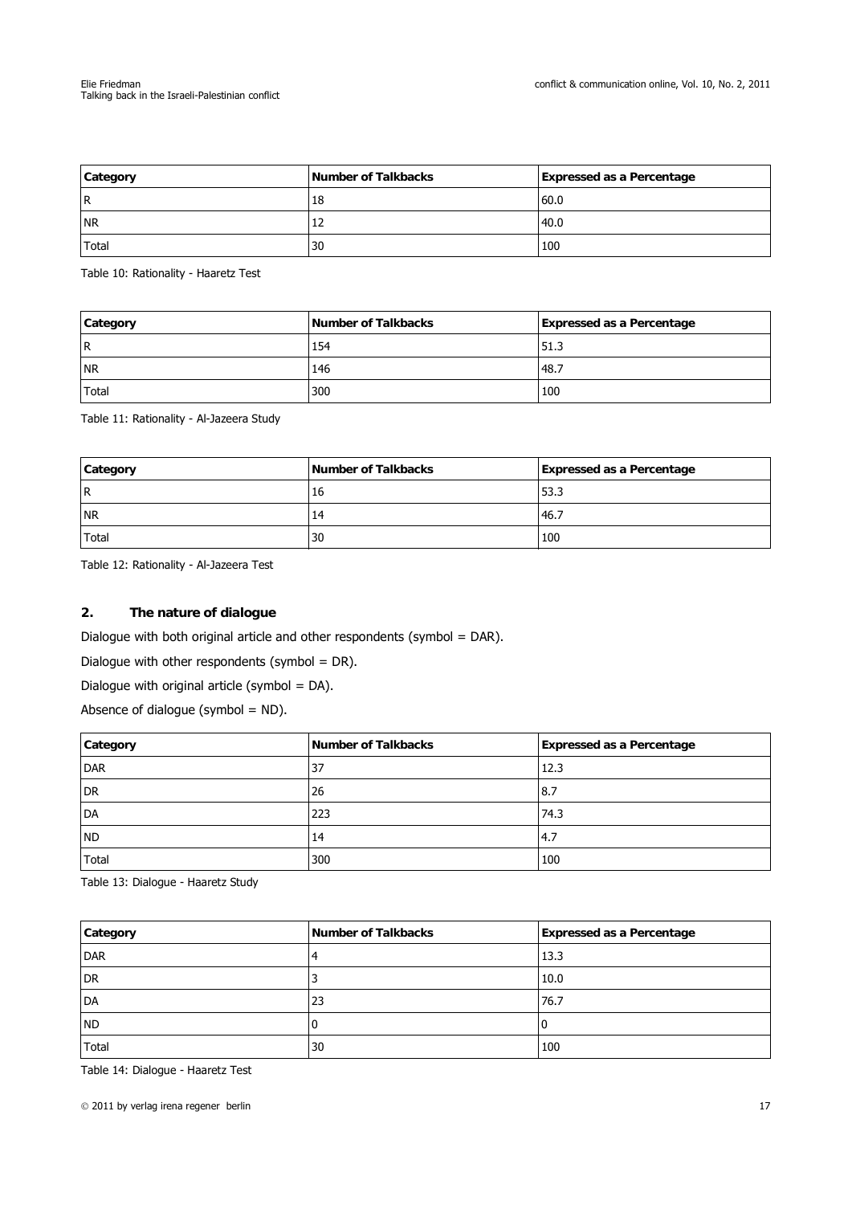| Category | Number of Talkbacks | Expressed as a Percentage |
|---|---|---|
| R | 18 | 60.0 |
| NR | 12 | 40.0 |
| Total | 30 | 100 |

Table 10: Rationality - Haaretz Test

| Category | Number of Talkbacks | Expressed as a Percentage |
|---|---|---|
| R | 154 | 51.3 |
| NR | 146 | 48.7 |
| Total | 300 | 100 |

Table 11: Rationality - Al-Jazeera Study

| Category | Number of Talkbacks | Expressed as a Percentage |
|---|---|---|
| R | 16 | 53.3 |
| NR | 14 | 46.7 |
| Total | 30 | 100 |

Table 12: Rationality - Al-Jazeera Test

## 2. The nature of dialogue

Dialogue with both original article and other respondents (symbol = DAR).

Dialogue with other respondents (symbol = DR).

Dialogue with original article (symbol = DA).

Absence of dialogue (symbol = ND).

| Category | Number of Talkbacks | Expressed as a Percentage |
|---|---|---|
| DAR | 37 | 12.3 |
| DR | 26 | 8.7 |
| DA | 223 | 74.3 |
| ND | 14 | 4.7 |
| Total | 300 | 100 |

Table 13: Dialogue - Haaretz Study

| Category | Number of Talkbacks | Expressed as a Percentage |
|---|---|---|
| DAR | 4 | 13.3 |
| DR | 3 | 10.0 |
| DA | 23 | 76.7 |
| ND | 0 | 0 |
| Total | 30 | 100 |

Table 14: Dialogue - Haaretz Test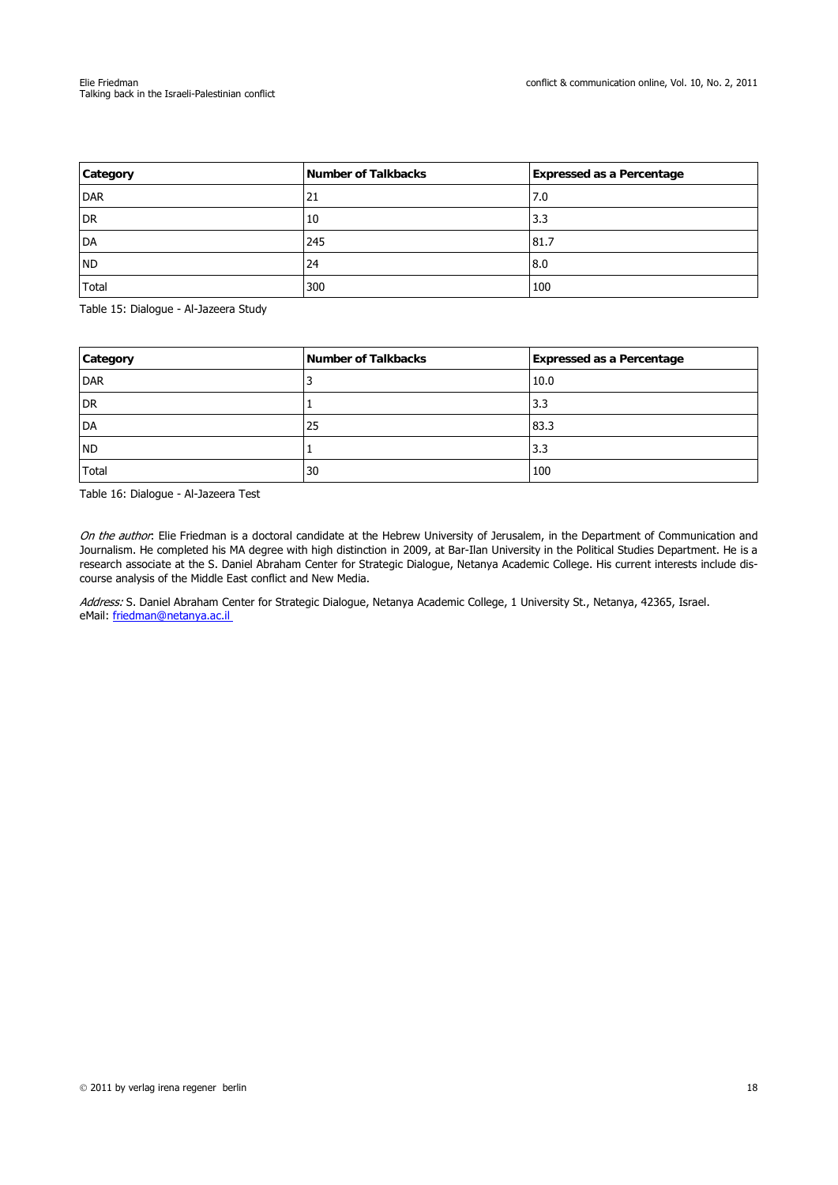| Category | Number of Talkbacks | Expressed as a Percentage |
|---|---|---|
| DAR | 21 | 7.0 |
| DR | 10 | 3.3 |
| DA | 245 | 81.7 |
| ND | 24 | 8.0 |
| Total | 300 | 100 |

Table 15: Dialogue - Al-Jazeera Study

| Category | Number of Talkbacks | Expressed as a Percentage |
|---|---|---|
| DAR | 3 | 10.0 |
| DR | 1 | 3.3 |
| DA | 25 | 83.3 |
| ND | 1 | 3.3 |
| Total | 30 | 100 |

Table 16: Dialogue - Al-Jazeera Test

*On the author*: Elie Friedman is a doctoral candidate at the Hebrew University of Jerusalem, in the Department of Communication and Journalism. He completed his MA degree with high distinction in 2009, at Bar-Ilan University in the Political Studies Department. He is a research associate at the S. Daniel Abraham Center for Strategic Dialogue, Netanya Academic College. His current interests include discourse analysis of the Middle East conflict and New Media.

*Address:* S. Daniel Abraham Center for Strategic Dialogue, Netanya Academic College, 1 University St., Netanya, 42365, Israel.
eMail: friedman@netanya.ac.il